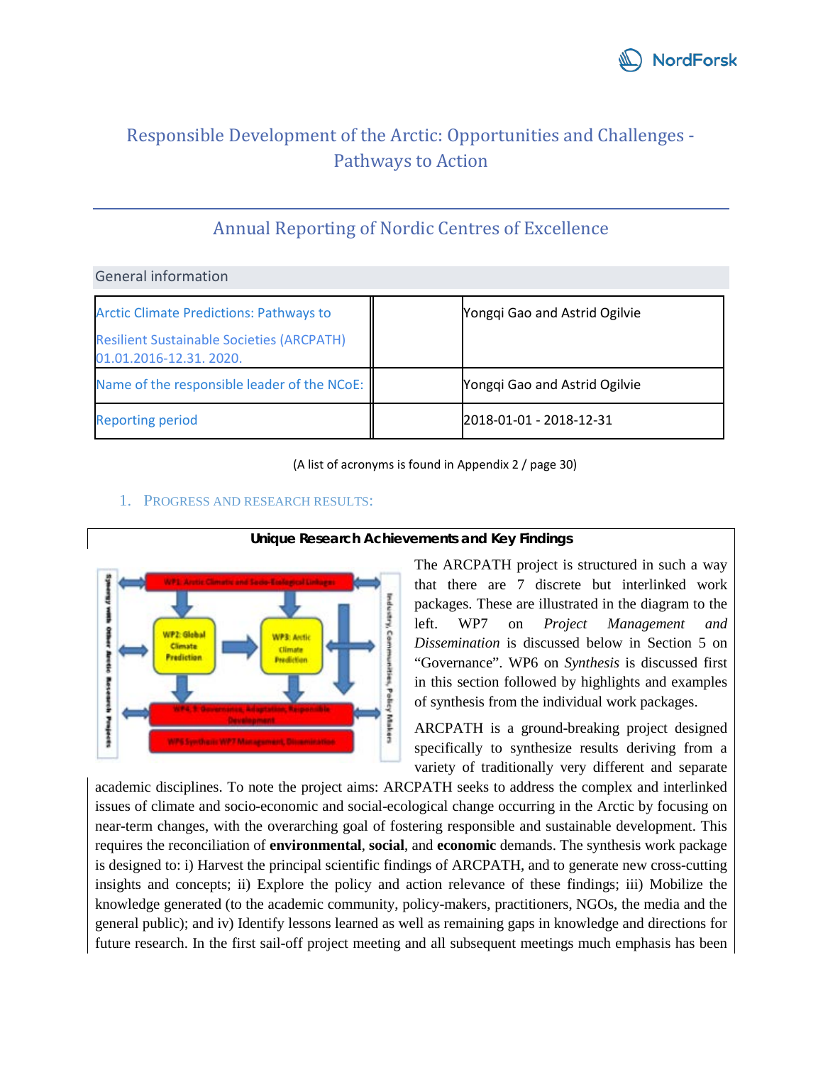# Responsible Development of the Arctic: Opportunities and Challenges - Pathways to Action

## Annual Reporting of Nordic Centres of Excellence

General information

| | | |
|---|---|---|
| Arctic Climate Predictions: Pathways to Resilient Sustainable Societies (ARCPATH) 01.01.2016-12.31. 2020. | | Yongqi Gao and Astrid Ogilvie |
| Name of the responsible leader of the NCoE: | | Yongqi Gao and Astrid Ogilvie |
| Reporting period | | 2018-01-01 - 2018-12-31 |

(A list of acronyms is found in Appendix 2 / page 30)

### 1. Progress and research results:

**Unique Research Achievements and Key Findings**

The ARCPATH project is structured in such a way that there are 7 discrete but interlinked work packages. These are illustrated in the diagram to the left. WP7 on *Project Management and Dissemination* is discussed below in Section 5 on "Governance". WP6 on *Synthesis* is discussed first in this section followed by highlights and examples of synthesis from the individual work packages.

ARCPATH is a ground-breaking project designed specifically to synthesize results deriving from a variety of traditionally very different and separate academic disciplines. To note the project aims: ARCPATH seeks to address the complex and interlinked issues of climate and socio-economic and social-ecological change occurring in the Arctic by focusing on near-term changes, with the overarching goal of fostering responsible and sustainable development. This requires the reconciliation of **environmental**, **social**, and **economic** demands. The synthesis work package is designed to: i) Harvest the principal scientific findings of ARCPATH, and to generate new cross-cutting insights and concepts; ii) Explore the policy and action relevance of these findings; iii) Mobilize the knowledge generated (to the academic community, policy-makers, practitioners, NGOs, the media and the general public); and iv) Identify lessons learned as well as remaining gaps in knowledge and directions for future research. In the first sail-off project meeting and all subsequent meetings much emphasis has been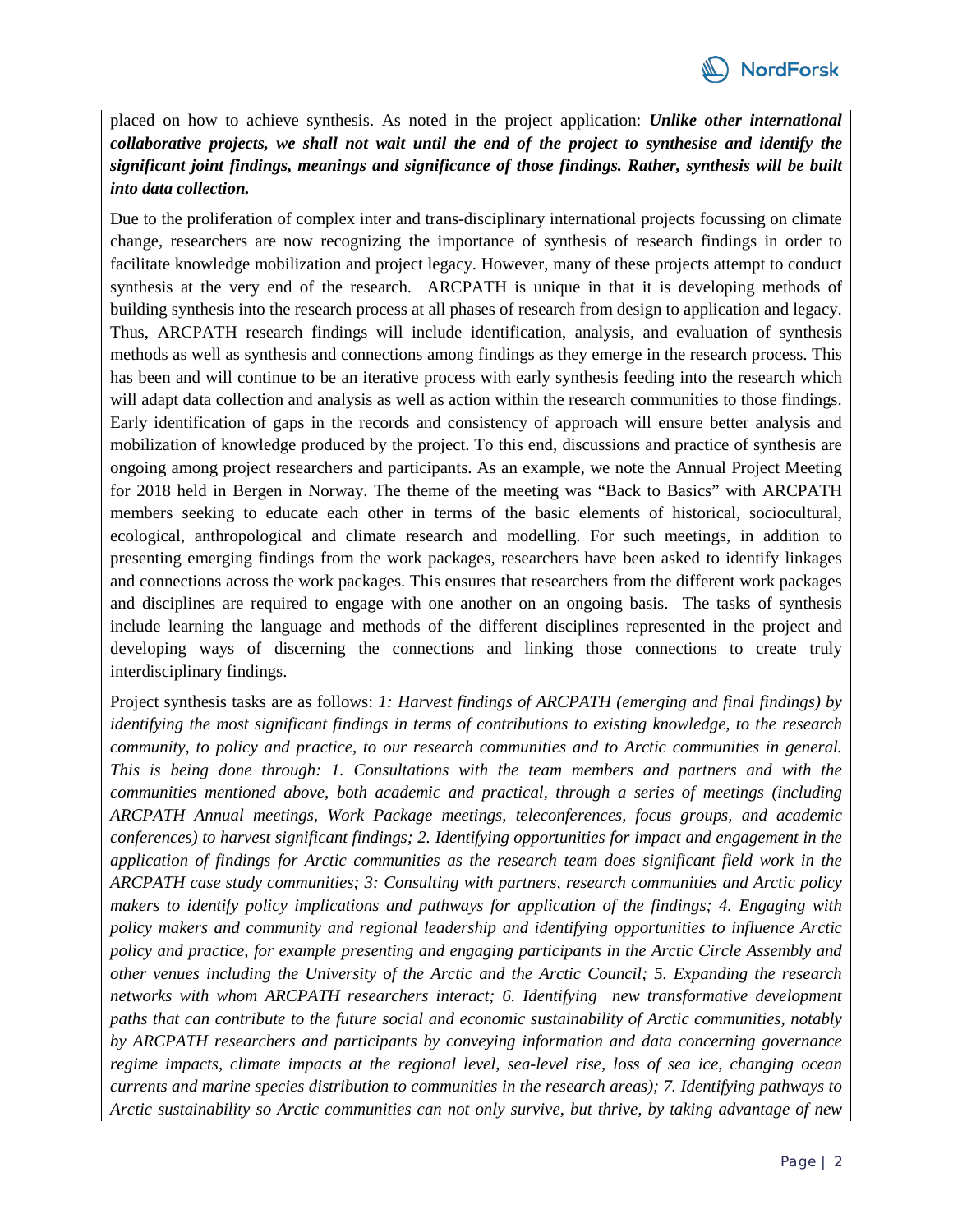placed on how to achieve synthesis. As noted in the project application: ***Unlike other international collaborative projects, we shall not wait until the end of the project to synthesise and identify the significant joint findings, meanings and significance of those findings. Rather, synthesis will be built into data collection.***

Due to the proliferation of complex inter and trans-disciplinary international projects focussing on climate change, researchers are now recognizing the importance of synthesis of research findings in order to facilitate knowledge mobilization and project legacy. However, many of these projects attempt to conduct synthesis at the very end of the research. ARCPATH is unique in that it is developing methods of building synthesis into the research process at all phases of research from design to application and legacy. Thus, ARCPATH research findings will include identification, analysis, and evaluation of synthesis methods as well as synthesis and connections among findings as they emerge in the research process. This has been and will continue to be an iterative process with early synthesis feeding into the research which will adapt data collection and analysis as well as action within the research communities to those findings. Early identification of gaps in the records and consistency of approach will ensure better analysis and mobilization of knowledge produced by the project. To this end, discussions and practice of synthesis are ongoing among project researchers and participants. As an example, we note the Annual Project Meeting for 2018 held in Bergen in Norway. The theme of the meeting was "Back to Basics" with ARCPATH members seeking to educate each other in terms of the basic elements of historical, sociocultural, ecological, anthropological and climate research and modelling. For such meetings, in addition to presenting emerging findings from the work packages, researchers have been asked to identify linkages and connections across the work packages. This ensures that researchers from the different work packages and disciplines are required to engage with one another on an ongoing basis. The tasks of synthesis include learning the language and methods of the different disciplines represented in the project and developing ways of discerning the connections and linking those connections to create truly interdisciplinary findings.

Project synthesis tasks are as follows: *1: Harvest findings of ARCPATH (emerging and final findings) by identifying the most significant findings in terms of contributions to existing knowledge, to the research community, to policy and practice, to our research communities and to Arctic communities in general. This is being done through: 1. Consultations with the team members and partners and with the communities mentioned above, both academic and practical, through a series of meetings (including ARCPATH Annual meetings, Work Package meetings, teleconferences, focus groups, and academic conferences) to harvest significant findings; 2. Identifying opportunities for impact and engagement in the application of findings for Arctic communities as the research team does significant field work in the ARCPATH case study communities; 3: Consulting with partners, research communities and Arctic policy makers to identify policy implications and pathways for application of the findings; 4. Engaging with policy makers and community and regional leadership and identifying opportunities to influence Arctic policy and practice, for example presenting and engaging participants in the Arctic Circle Assembly and other venues including the University of the Arctic and the Arctic Council; 5. Expanding the research networks with whom ARCPATH researchers interact; 6. Identifying new transformative development paths that can contribute to the future social and economic sustainability of Arctic communities, notably by ARCPATH researchers and participants by conveying information and data concerning governance regime impacts, climate impacts at the regional level, sea-level rise, loss of sea ice, changing ocean currents and marine species distribution to communities in the research areas); 7. Identifying pathways to Arctic sustainability so Arctic communities can not only survive, but thrive, by taking advantage of new*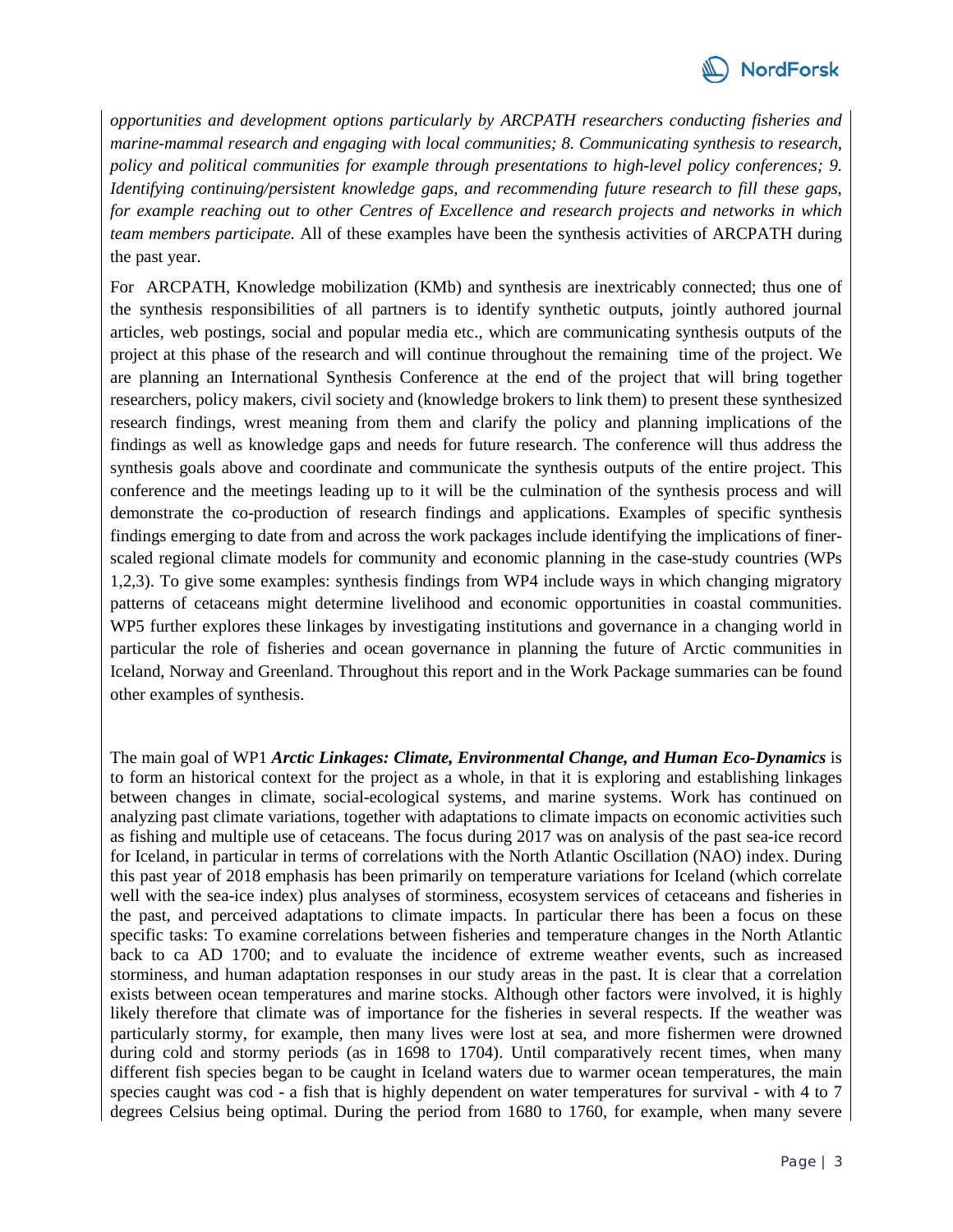*opportunities and development options particularly by ARCPATH researchers conducting fisheries and marine-mammal research and engaging with local communities; 8. Communicating synthesis to research, policy and political communities for example through presentations to high-level policy conferences; 9. Identifying continuing/persistent knowledge gaps, and recommending future research to fill these gaps, for example reaching out to other Centres of Excellence and research projects and networks in which team members participate.* All of these examples have been the synthesis activities of ARCPATH during the past year.

For ARCPATH, Knowledge mobilization (KMb) and synthesis are inextricably connected; thus one of the synthesis responsibilities of all partners is to identify synthetic outputs, jointly authored journal articles, web postings, social and popular media etc., which are communicating synthesis outputs of the project at this phase of the research and will continue throughout the remaining time of the project. We are planning an International Synthesis Conference at the end of the project that will bring together researchers, policy makers, civil society and (knowledge brokers to link them) to present these synthesized research findings, wrest meaning from them and clarify the policy and planning implications of the findings as well as knowledge gaps and needs for future research. The conference will thus address the synthesis goals above and coordinate and communicate the synthesis outputs of the entire project. This conference and the meetings leading up to it will be the culmination of the synthesis process and will demonstrate the co-production of research findings and applications. Examples of specific synthesis findings emerging to date from and across the work packages include identifying the implications of finer-scaled regional climate models for community and economic planning in the case-study countries (WPs 1,2,3). To give some examples: synthesis findings from WP4 include ways in which changing migratory patterns of cetaceans might determine livelihood and economic opportunities in coastal communities. WP5 further explores these linkages by investigating institutions and governance in a changing world in particular the role of fisheries and ocean governance in planning the future of Arctic communities in Iceland, Norway and Greenland. Throughout this report and in the Work Package summaries can be found other examples of synthesis.

The main goal of WP1 ***Arctic Linkages: Climate, Environmental Change, and Human Eco-Dynamics*** is to form an historical context for the project as a whole, in that it is exploring and establishing linkages between changes in climate, social-ecological systems, and marine systems. Work has continued on analyzing past climate variations, together with adaptations to climate impacts on economic activities such as fishing and multiple use of cetaceans. The focus during 2017 was on analysis of the past sea-ice record for Iceland, in particular in terms of correlations with the North Atlantic Oscillation (NAO) index. During this past year of 2018 emphasis has been primarily on temperature variations for Iceland (which correlate well with the sea-ice index) plus analyses of storminess, ecosystem services of cetaceans and fisheries in the past, and perceived adaptations to climate impacts. In particular there has been a focus on these specific tasks: To examine correlations between fisheries and temperature changes in the North Atlantic back to ca AD 1700; and to evaluate the incidence of extreme weather events, such as increased storminess, and human adaptation responses in our study areas in the past. It is clear that a correlation exists between ocean temperatures and marine stocks. Although other factors were involved, it is highly likely therefore that climate was of importance for the fisheries in several respects. If the weather was particularly stormy, for example, then many lives were lost at sea, and more fishermen were drowned during cold and stormy periods (as in 1698 to 1704). Until comparatively recent times, when many different fish species began to be caught in Iceland waters due to warmer ocean temperatures, the main species caught was cod - a fish that is highly dependent on water temperatures for survival - with 4 to 7 degrees Celsius being optimal. During the period from 1680 to 1760, for example, when many severe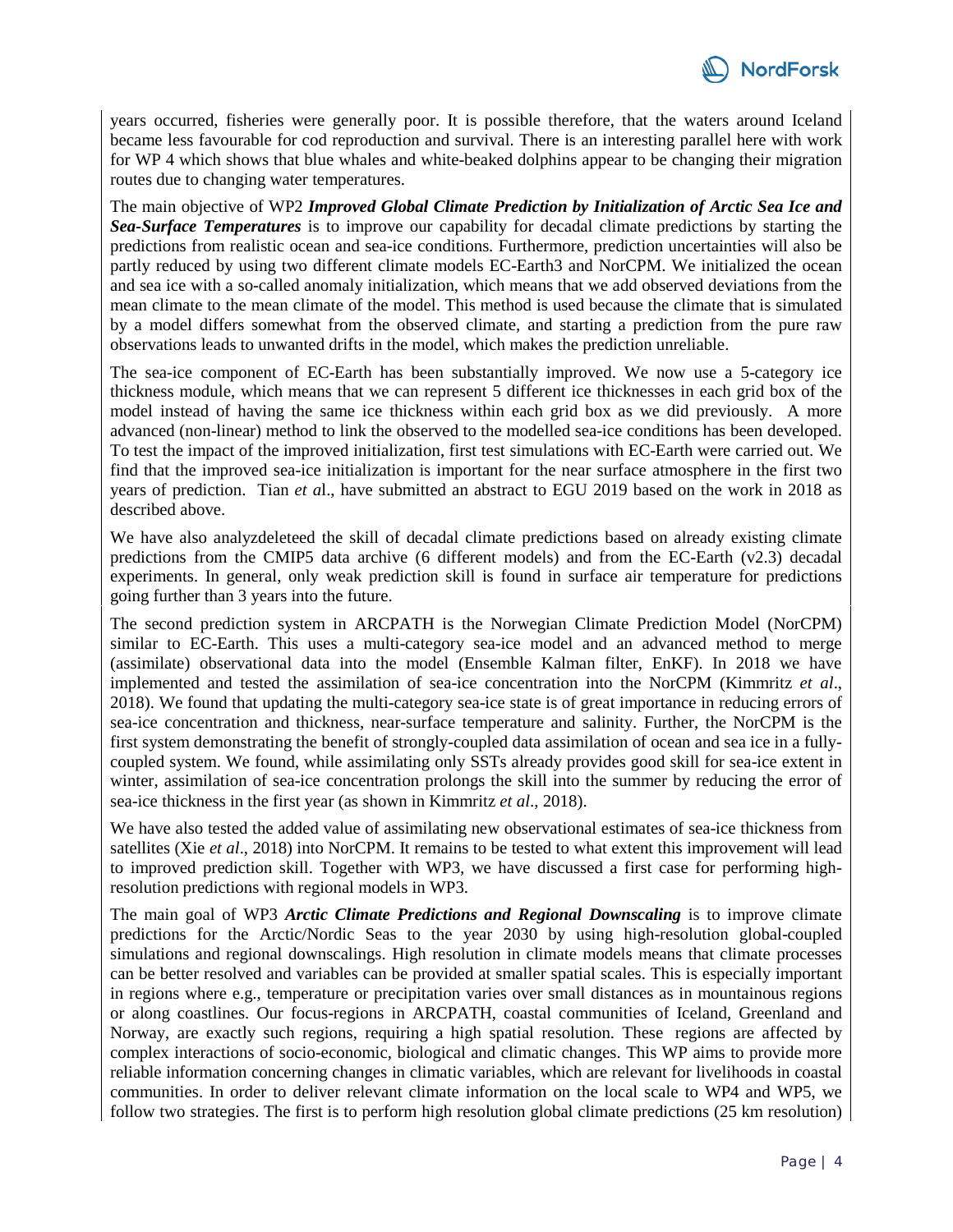years occurred, fisheries were generally poor. It is possible therefore, that the waters around Iceland became less favourable for cod reproduction and survival. There is an interesting parallel here with work for WP 4 which shows that blue whales and white-beaked dolphins appear to be changing their migration routes due to changing water temperatures.

The main objective of WP2 ***Improved Global Climate Prediction by Initialization of Arctic Sea Ice and Sea-Surface Temperatures*** is to improve our capability for decadal climate predictions by starting the predictions from realistic ocean and sea-ice conditions. Furthermore, prediction uncertainties will also be partly reduced by using two different climate models EC-Earth3 and NorCPM. We initialized the ocean and sea ice with a so-called anomaly initialization, which means that we add observed deviations from the mean climate to the mean climate of the model. This method is used because the climate that is simulated by a model differs somewhat from the observed climate, and starting a prediction from the pure raw observations leads to unwanted drifts in the model, which makes the prediction unreliable.

The sea-ice component of EC-Earth has been substantially improved. We now use a 5-category ice thickness module, which means that we can represent 5 different ice thicknesses in each grid box of the model instead of having the same ice thickness within each grid box as we did previously. A more advanced (non-linear) method to link the observed to the modelled sea-ice conditions has been developed. To test the impact of the improved initialization, first test simulations with EC-Earth were carried out. We find that the improved sea-ice initialization is important for the near surface atmosphere in the first two years of prediction. Tian *et a*l., have submitted an abstract to EGU 2019 based on the work in 2018 as described above.

We have also analyzdeleteed the skill of decadal climate predictions based on already existing climate predictions from the CMIP5 data archive (6 different models) and from the EC-Earth (v2.3) decadal experiments. In general, only weak prediction skill is found in surface air temperature for predictions going further than 3 years into the future.

The second prediction system in ARCPATH is the Norwegian Climate Prediction Model (NorCPM) similar to EC-Earth. This uses a multi-category sea-ice model and an advanced method to merge (assimilate) observational data into the model (Ensemble Kalman filter, EnKF). In 2018 we have implemented and tested the assimilation of sea-ice concentration into the NorCPM (Kimmritz *et al*., 2018). We found that updating the multi-category sea-ice state is of great importance in reducing errors of sea-ice concentration and thickness, near-surface temperature and salinity. Further, the NorCPM is the first system demonstrating the benefit of strongly-coupled data assimilation of ocean and sea ice in a fully-coupled system. We found, while assimilating only SSTs already provides good skill for sea-ice extent in winter, assimilation of sea-ice concentration prolongs the skill into the summer by reducing the error of sea-ice thickness in the first year (as shown in Kimmritz *et al*., 2018).

We have also tested the added value of assimilating new observational estimates of sea-ice thickness from satellites (Xie *et al*., 2018) into NorCPM. It remains to be tested to what extent this improvement will lead to improved prediction skill. Together with WP3, we have discussed a first case for performing high-resolution predictions with regional models in WP3.

The main goal of WP3 ***Arctic Climate Predictions and Regional Downscaling*** is to improve climate predictions for the Arctic/Nordic Seas to the year 2030 by using high-resolution global-coupled simulations and regional downscalings. High resolution in climate models means that climate processes can be better resolved and variables can be provided at smaller spatial scales. This is especially important in regions where e.g., temperature or precipitation varies over small distances as in mountainous regions or along coastlines. Our focus-regions in ARCPATH, coastal communities of Iceland, Greenland and Norway, are exactly such regions, requiring a high spatial resolution. These regions are affected by complex interactions of socio-economic, biological and climatic changes. This WP aims to provide more reliable information concerning changes in climatic variables, which are relevant for livelihoods in coastal communities. In order to deliver relevant climate information on the local scale to WP4 and WP5, we follow two strategies. The first is to perform high resolution global climate predictions (25 km resolution)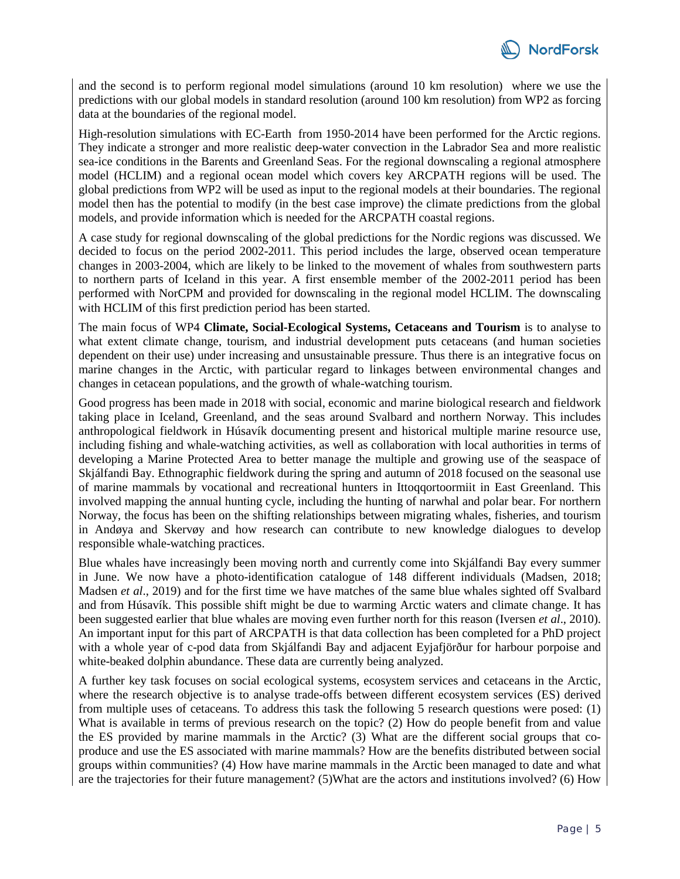and the second is to perform regional model simulations (around 10 km resolution) where we use the predictions with our global models in standard resolution (around 100 km resolution) from WP2 as forcing data at the boundaries of the regional model.

High-resolution simulations with EC-Earth from 1950-2014 have been performed for the Arctic regions. They indicate a stronger and more realistic deep-water convection in the Labrador Sea and more realistic sea-ice conditions in the Barents and Greenland Seas. For the regional downscaling a regional atmosphere model (HCLIM) and a regional ocean model which covers key ARCPATH regions will be used. The global predictions from WP2 will be used as input to the regional models at their boundaries. The regional model then has the potential to modify (in the best case improve) the climate predictions from the global models, and provide information which is needed for the ARCPATH coastal regions.

A case study for regional downscaling of the global predictions for the Nordic regions was discussed. We decided to focus on the period 2002-2011. This period includes the large, observed ocean temperature changes in 2003-2004, which are likely to be linked to the movement of whales from southwestern parts to northern parts of Iceland in this year. A first ensemble member of the 2002-2011 period has been performed with NorCPM and provided for downscaling in the regional model HCLIM. The downscaling with HCLIM of this first prediction period has been started.

The main focus of WP4 **Climate, Social-Ecological Systems, Cetaceans and Tourism** is to analyse to what extent climate change, tourism, and industrial development puts cetaceans (and human societies dependent on their use) under increasing and unsustainable pressure. Thus there is an integrative focus on marine changes in the Arctic, with particular regard to linkages between environmental changes and changes in cetacean populations, and the growth of whale-watching tourism.

Good progress has been made in 2018 with social, economic and marine biological research and fieldwork taking place in Iceland, Greenland, and the seas around Svalbard and northern Norway. This includes anthropological fieldwork in Húsavík documenting present and historical multiple marine resource use, including fishing and whale-watching activities, as well as collaboration with local authorities in terms of developing a Marine Protected Area to better manage the multiple and growing use of the seaspace of Skjálfandi Bay. Ethnographic fieldwork during the spring and autumn of 2018 focused on the seasonal use of marine mammals by vocational and recreational hunters in Ittoqqortoormiit in East Greenland. This involved mapping the annual hunting cycle, including the hunting of narwhal and polar bear. For northern Norway, the focus has been on the shifting relationships between migrating whales, fisheries, and tourism in Andøya and Skervøy and how research can contribute to new knowledge dialogues to develop responsible whale-watching practices.

Blue whales have increasingly been moving north and currently come into Skjálfandi Bay every summer in June. We now have a photo-identification catalogue of 148 different individuals (Madsen, 2018; Madsen *et al*., 2019) and for the first time we have matches of the same blue whales sighted off Svalbard and from Húsavík. This possible shift might be due to warming Arctic waters and climate change. It has been suggested earlier that blue whales are moving even further north for this reason (Iversen *et al*., 2010). An important input for this part of ARCPATH is that data collection has been completed for a PhD project with a whole year of c-pod data from Skjálfandi Bay and adjacent Eyjafjörður for harbour porpoise and white-beaked dolphin abundance. These data are currently being analyzed.

A further key task focuses on social ecological systems, ecosystem services and cetaceans in the Arctic, where the research objective is to analyse trade-offs between different ecosystem services (ES) derived from multiple uses of cetaceans. To address this task the following 5 research questions were posed: (1) What is available in terms of previous research on the topic? (2) How do people benefit from and value the ES provided by marine mammals in the Arctic? (3) What are the different social groups that co-produce and use the ES associated with marine mammals? How are the benefits distributed between social groups within communities? (4) How have marine mammals in the Arctic been managed to date and what are the trajectories for their future management? (5)What are the actors and institutions involved? (6) How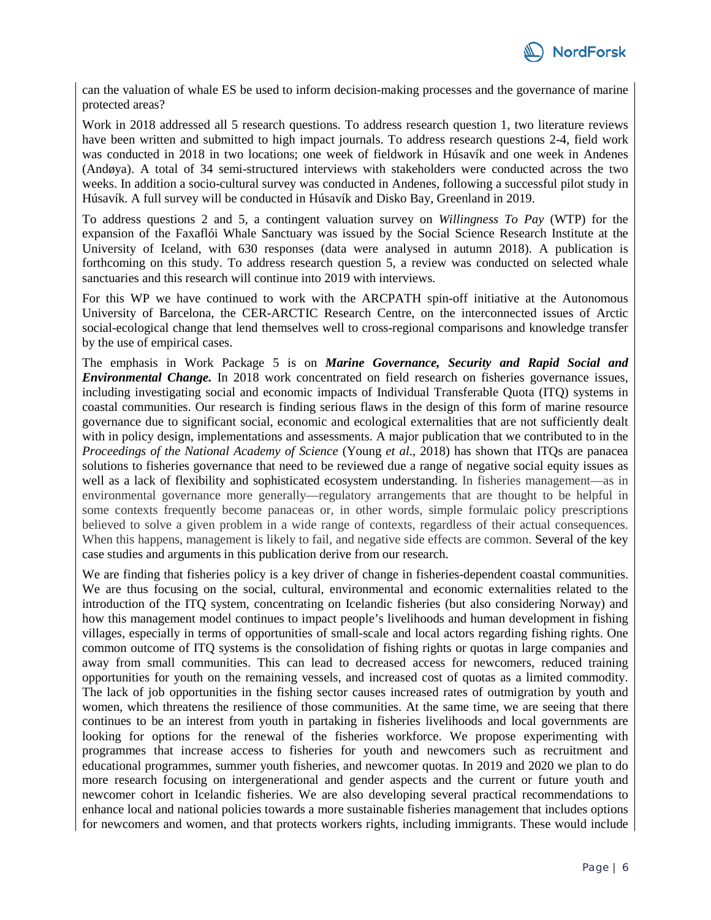can the valuation of whale ES be used to inform decision-making processes and the governance of marine protected areas?

Work in 2018 addressed all 5 research questions. To address research question 1, two literature reviews have been written and submitted to high impact journals. To address research questions 2-4, field work was conducted in 2018 in two locations; one week of fieldwork in Húsavík and one week in Andenes (Andøya). A total of 34 semi-structured interviews with stakeholders were conducted across the two weeks. In addition a socio-cultural survey was conducted in Andenes, following a successful pilot study in Húsavík. A full survey will be conducted in Húsavík and Disko Bay, Greenland in 2019.

To address questions 2 and 5, a contingent valuation survey on *Willingness To Pay* (WTP) for the expansion of the Faxaflói Whale Sanctuary was issued by the Social Science Research Institute at the University of Iceland, with 630 responses (data were analysed in autumn 2018). A publication is forthcoming on this study. To address research question 5, a review was conducted on selected whale sanctuaries and this research will continue into 2019 with interviews.

For this WP we have continued to work with the ARCPATH spin-off initiative at the Autonomous University of Barcelona, the CER-ARCTIC Research Centre, on the interconnected issues of Arctic social-ecological change that lend themselves well to cross-regional comparisons and knowledge transfer by the use of empirical cases.

The emphasis in Work Package 5 is on ***Marine Governance, Security and Rapid Social and Environmental Change.*** In 2018 work concentrated on field research on fisheries governance issues, including investigating social and economic impacts of Individual Transferable Quota (ITQ) systems in coastal communities. Our research is finding serious flaws in the design of this form of marine resource governance due to significant social, economic and ecological externalities that are not sufficiently dealt with in policy design, implementations and assessments. A major publication that we contributed to in the *Proceedings of the National Academy of Science* (Young *et al*., 2018) has shown that ITQs are panacea solutions to fisheries governance that need to be reviewed due a range of negative social equity issues as well as a lack of flexibility and sophisticated ecosystem understanding. In fisheries management—as in environmental governance more generally—regulatory arrangements that are thought to be helpful in some contexts frequently become panaceas or, in other words, simple formulaic policy prescriptions believed to solve a given problem in a wide range of contexts, regardless of their actual consequences. When this happens, management is likely to fail, and negative side effects are common. Several of the key case studies and arguments in this publication derive from our research.

We are finding that fisheries policy is a key driver of change in fisheries-dependent coastal communities. We are thus focusing on the social, cultural, environmental and economic externalities related to the introduction of the ITQ system, concentrating on Icelandic fisheries (but also considering Norway) and how this management model continues to impact people's livelihoods and human development in fishing villages, especially in terms of opportunities of small-scale and local actors regarding fishing rights. One common outcome of ITQ systems is the consolidation of fishing rights or quotas in large companies and away from small communities. This can lead to decreased access for newcomers, reduced training opportunities for youth on the remaining vessels, and increased cost of quotas as a limited commodity. The lack of job opportunities in the fishing sector causes increased rates of outmigration by youth and women, which threatens the resilience of those communities. At the same time, we are seeing that there continues to be an interest from youth in partaking in fisheries livelihoods and local governments are looking for options for the renewal of the fisheries workforce. We propose experimenting with programmes that increase access to fisheries for youth and newcomers such as recruitment and educational programmes, summer youth fisheries, and newcomer quotas. In 2019 and 2020 we plan to do more research focusing on intergenerational and gender aspects and the current or future youth and newcomer cohort in Icelandic fisheries. We are also developing several practical recommendations to enhance local and national policies towards a more sustainable fisheries management that includes options for newcomers and women, and that protects workers rights, including immigrants. These would include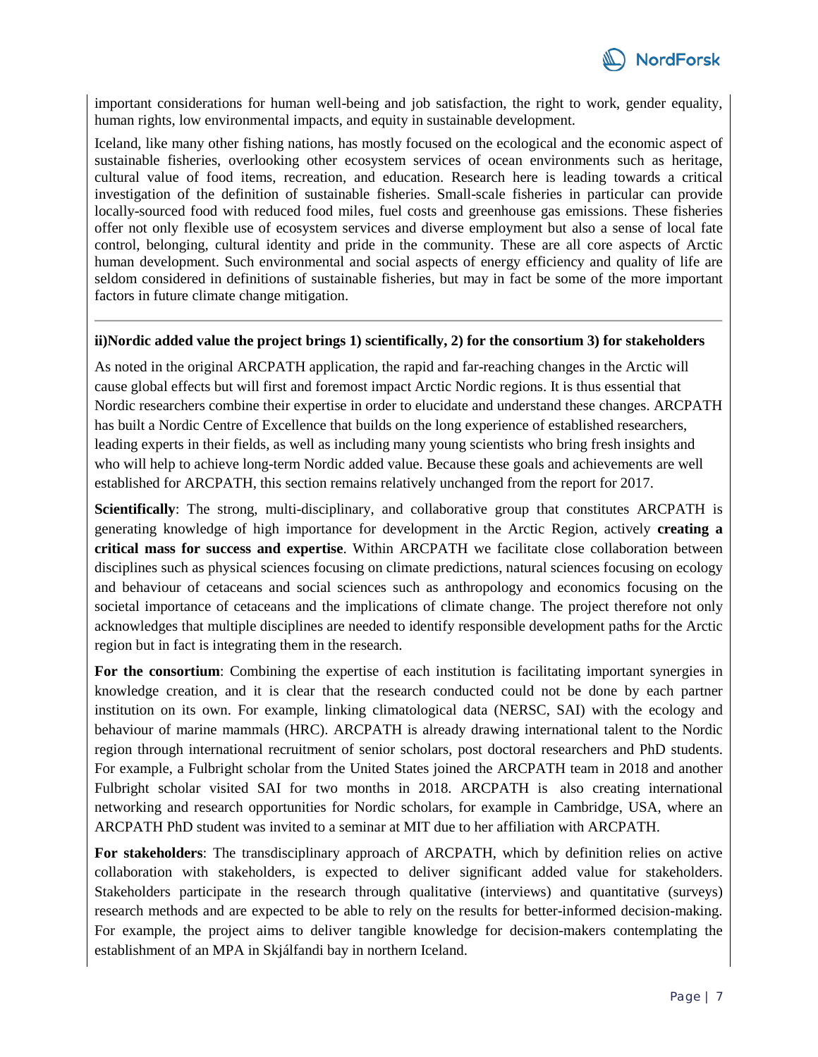important considerations for human well-being and job satisfaction, the right to work, gender equality, human rights, low environmental impacts, and equity in sustainable development.

Iceland, like many other fishing nations, has mostly focused on the ecological and the economic aspect of sustainable fisheries, overlooking other ecosystem services of ocean environments such as heritage, cultural value of food items, recreation, and education. Research here is leading towards a critical investigation of the definition of sustainable fisheries. Small-scale fisheries in particular can provide locally-sourced food with reduced food miles, fuel costs and greenhouse gas emissions. These fisheries offer not only flexible use of ecosystem services and diverse employment but also a sense of local fate control, belonging, cultural identity and pride in the community. These are all core aspects of Arctic human development. Such environmental and social aspects of energy efficiency and quality of life are seldom considered in definitions of sustainable fisheries, but may in fact be some of the more important factors in future climate change mitigation.

---

**ii)Nordic added value the project brings 1) scientifically, 2) for the consortium 3) for stakeholders**

As noted in the original ARCPATH application, the rapid and far-reaching changes in the Arctic will cause global effects but will first and foremost impact Arctic Nordic regions. It is thus essential that Nordic researchers combine their expertise in order to elucidate and understand these changes. ARCPATH has built a Nordic Centre of Excellence that builds on the long experience of established researchers, leading experts in their fields, as well as including many young scientists who bring fresh insights and who will help to achieve long-term Nordic added value. Because these goals and achievements are well established for ARCPATH, this section remains relatively unchanged from the report for 2017.

**Scientifically**: The strong, multi-disciplinary, and collaborative group that constitutes ARCPATH is generating knowledge of high importance for development in the Arctic Region, actively **creating a critical mass for success and expertise**. Within ARCPATH we facilitate close collaboration between disciplines such as physical sciences focusing on climate predictions, natural sciences focusing on ecology and behaviour of cetaceans and social sciences such as anthropology and economics focusing on the societal importance of cetaceans and the implications of climate change. The project therefore not only acknowledges that multiple disciplines are needed to identify responsible development paths for the Arctic region but in fact is integrating them in the research.

**For the consortium**: Combining the expertise of each institution is facilitating important synergies in knowledge creation, and it is clear that the research conducted could not be done by each partner institution on its own. For example, linking climatological data (NERSC, SAI) with the ecology and behaviour of marine mammals (HRC). ARCPATH is already drawing international talent to the Nordic region through international recruitment of senior scholars, post doctoral researchers and PhD students. For example, a Fulbright scholar from the United States joined the ARCPATH team in 2018 and another Fulbright scholar visited SAI for two months in 2018. ARCPATH is also creating international networking and research opportunities for Nordic scholars, for example in Cambridge, USA, where an ARCPATH PhD student was invited to a seminar at MIT due to her affiliation with ARCPATH.

**For stakeholders**: The transdisciplinary approach of ARCPATH, which by definition relies on active collaboration with stakeholders, is expected to deliver significant added value for stakeholders. Stakeholders participate in the research through qualitative (interviews) and quantitative (surveys) research methods and are expected to be able to rely on the results for better-informed decision-making. For example, the project aims to deliver tangible knowledge for decision-makers contemplating the establishment of an MPA in Skjálfandi bay in northern Iceland.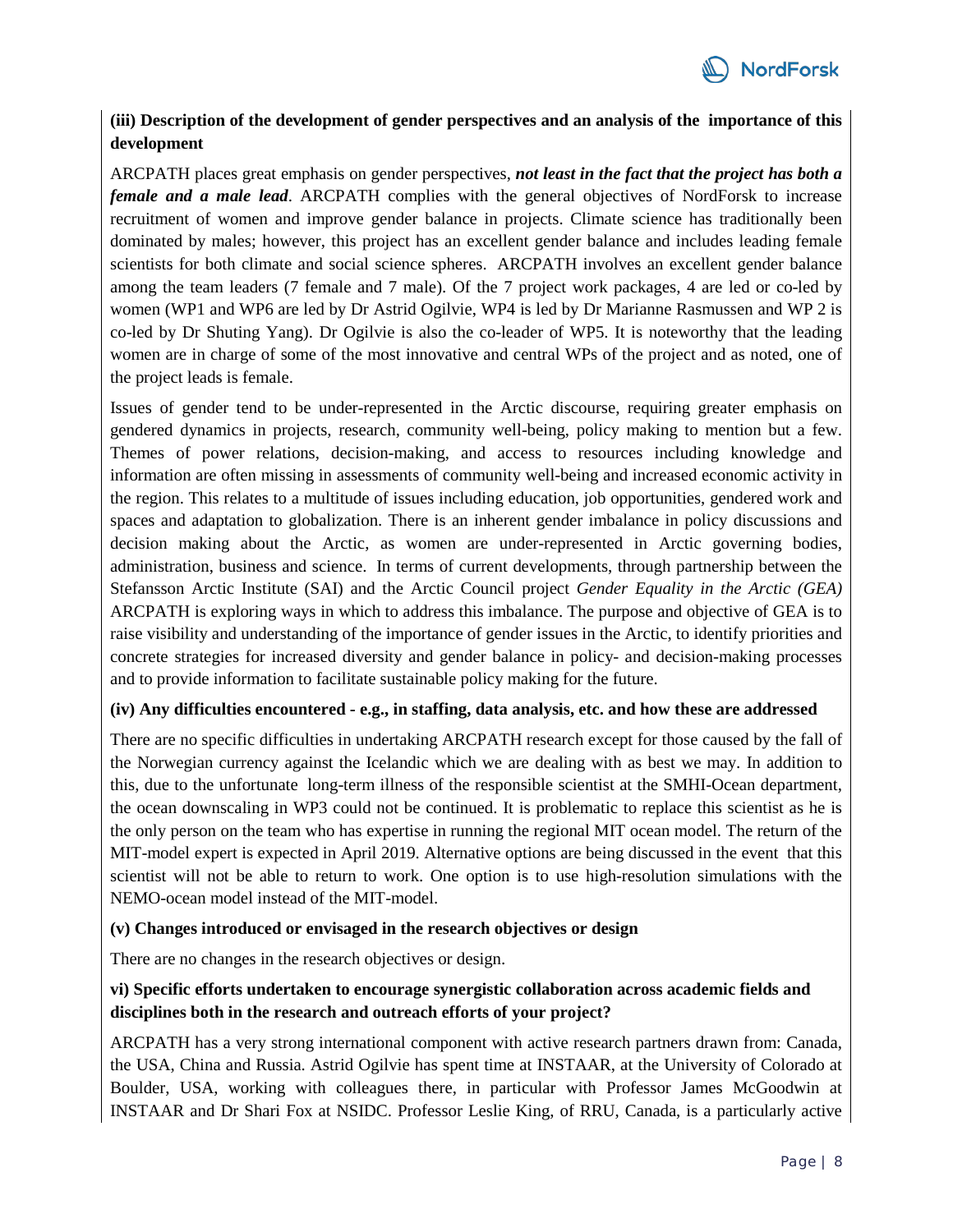**(iii) Description of the development of gender perspectives and an analysis of the importance of this development**

ARCPATH places great emphasis on gender perspectives, ***not least in the fact that the project has both a female and a male lead***. ARCPATH complies with the general objectives of NordForsk to increase recruitment of women and improve gender balance in projects. Climate science has traditionally been dominated by males; however, this project has an excellent gender balance and includes leading female scientists for both climate and social science spheres. ARCPATH involves an excellent gender balance among the team leaders (7 female and 7 male). Of the 7 project work packages, 4 are led or co-led by women (WP1 and WP6 are led by Dr Astrid Ogilvie, WP4 is led by Dr Marianne Rasmussen and WP 2 is co-led by Dr Shuting Yang). Dr Ogilvie is also the co-leader of WP5. It is noteworthy that the leading women are in charge of some of the most innovative and central WPs of the project and as noted, one of the project leads is female.

Issues of gender tend to be under-represented in the Arctic discourse, requiring greater emphasis on gendered dynamics in projects, research, community well-being, policy making to mention but a few. Themes of power relations, decision-making, and access to resources including knowledge and information are often missing in assessments of community well-being and increased economic activity in the region. This relates to a multitude of issues including education, job opportunities, gendered work and spaces and adaptation to globalization. There is an inherent gender imbalance in policy discussions and decision making about the Arctic, as women are under-represented in Arctic governing bodies, administration, business and science. In terms of current developments, through partnership between the Stefansson Arctic Institute (SAI) and the Arctic Council project *Gender Equality in the Arctic (GEA)* ARCPATH is exploring ways in which to address this imbalance. The purpose and objective of GEA is to raise visibility and understanding of the importance of gender issues in the Arctic, to identify priorities and concrete strategies for increased diversity and gender balance in policy- and decision-making processes and to provide information to facilitate sustainable policy making for the future.

**(iv) Any difficulties encountered - e.g., in staffing, data analysis, etc. and how these are addressed**

There are no specific difficulties in undertaking ARCPATH research except for those caused by the fall of the Norwegian currency against the Icelandic which we are dealing with as best we may. In addition to this, due to the unfortunate long-term illness of the responsible scientist at the SMHI-Ocean department, the ocean downscaling in WP3 could not be continued. It is problematic to replace this scientist as he is the only person on the team who has expertise in running the regional MIT ocean model. The return of the MIT-model expert is expected in April 2019. Alternative options are being discussed in the event that this scientist will not be able to return to work. One option is to use high-resolution simulations with the NEMO-ocean model instead of the MIT-model.

**(v) Changes introduced or envisaged in the research objectives or design**

There are no changes in the research objectives or design.

**vi) Specific efforts undertaken to encourage synergistic collaboration across academic fields and disciplines both in the research and outreach efforts of your project?**

ARCPATH has a very strong international component with active research partners drawn from: Canada, the USA, China and Russia. Astrid Ogilvie has spent time at INSTAAR, at the University of Colorado at Boulder, USA, working with colleagues there, in particular with Professor James McGoodwin at INSTAAR and Dr Shari Fox at NSIDC. Professor Leslie King, of RRU, Canada, is a particularly active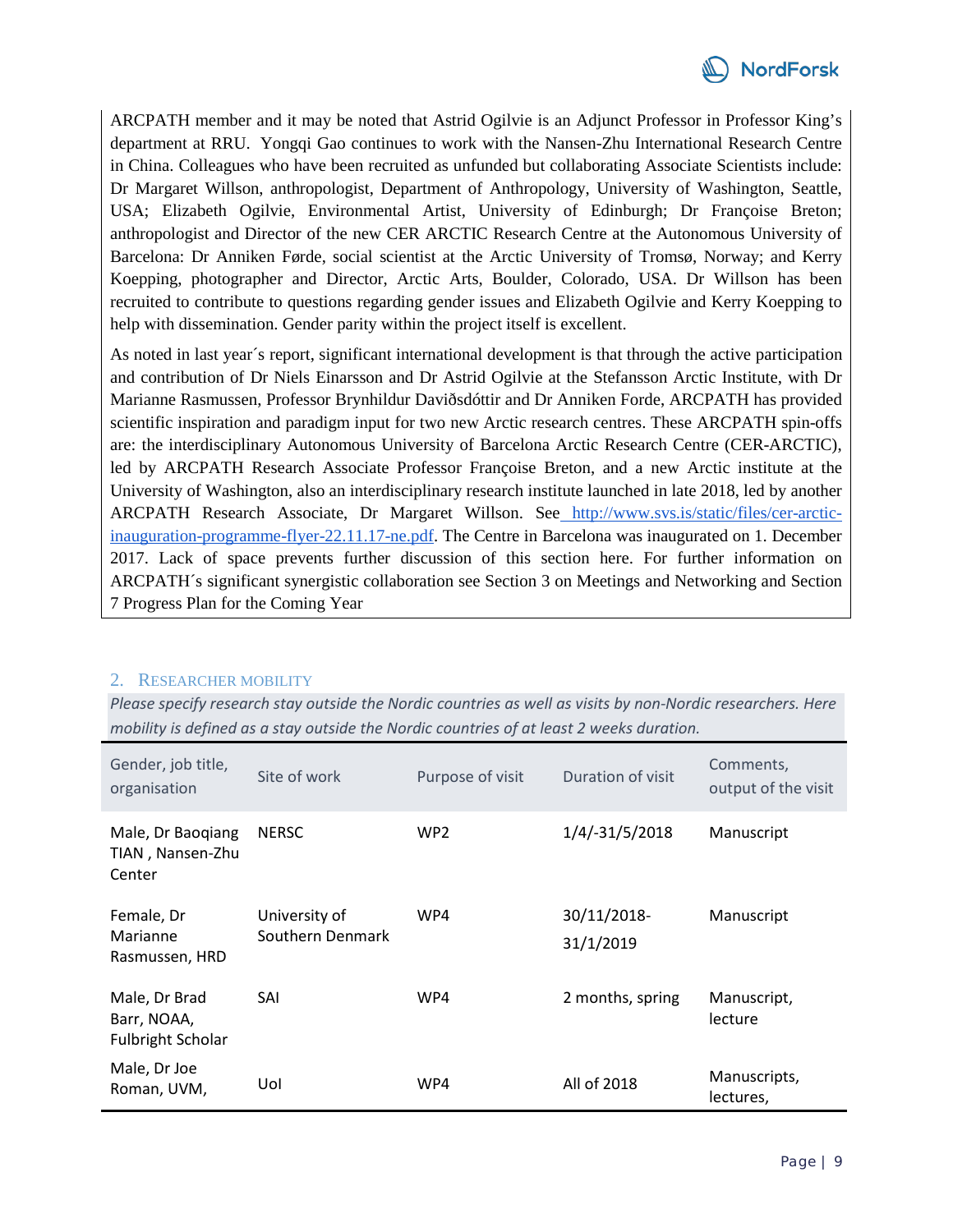ARCPATH member and it may be noted that Astrid Ogilvie is an Adjunct Professor in Professor King's department at RRU. Yongqi Gao continues to work with the Nansen-Zhu International Research Centre in China. Colleagues who have been recruited as unfunded but collaborating Associate Scientists include: Dr Margaret Willson, anthropologist, Department of Anthropology, University of Washington, Seattle, USA; Elizabeth Ogilvie, Environmental Artist, University of Edinburgh; Dr Françoise Breton; anthropologist and Director of the new CER ARCTIC Research Centre at the Autonomous University of Barcelona: Dr Anniken Førde, social scientist at the Arctic University of Tromsø, Norway; and Kerry Koepping, photographer and Director, Arctic Arts, Boulder, Colorado, USA. Dr Willson has been recruited to contribute to questions regarding gender issues and Elizabeth Ogilvie and Kerry Koepping to help with dissemination. Gender parity within the project itself is excellent.

As noted in last year´s report, significant international development is that through the active participation and contribution of Dr Niels Einarsson and Dr Astrid Ogilvie at the Stefansson Arctic Institute, with Dr Marianne Rasmussen, Professor Brynhildur Daviðsdóttir and Dr Anniken Forde, ARCPATH has provided scientific inspiration and paradigm input for two new Arctic research centres. These ARCPATH spin-offs are: the interdisciplinary Autonomous University of Barcelona Arctic Research Centre (CER-ARCTIC), led by ARCPATH Research Associate Professor Françoise Breton, and a new Arctic institute at the University of Washington, also an interdisciplinary research institute launched in late 2018, led by another ARCPATH Research Associate, Dr Margaret Willson. See http://www.svs.is/static/files/cer-arctic-inauguration-programme-flyer-22.11.17-ne.pdf. The Centre in Barcelona was inaugurated on 1. December 2017. Lack of space prevents further discussion of this section here. For further information on ARCPATH´s significant synergistic collaboration see Section 3 on Meetings and Networking and Section 7 Progress Plan for the Coming Year

## 2. Researcher mobility

*Please specify research stay outside the Nordic countries as well as visits by non-Nordic researchers. Here mobility is defined as a stay outside the Nordic countries of at least 2 weeks duration.*

| Gender, job title, organisation | Site of work | Purpose of visit | Duration of visit | Comments, output of the visit |
|---|---|---|---|---|
| Male, Dr Baoqiang TIAN , Nansen-Zhu Center | NERSC | WP2 | 1/4/-31/5/2018 | Manuscript |
| Female, Dr Marianne Rasmussen, HRD | University of Southern Denmark | WP4 | 30/11/2018-31/1/2019 | Manuscript |
| Male, Dr Brad Barr, NOAA, Fulbright Scholar | SAI | WP4 | 2 months, spring | Manuscript, lecture |
| Male, Dr Joe Roman, UVM, | UoI | WP4 | All of 2018 | Manuscripts, lectures, |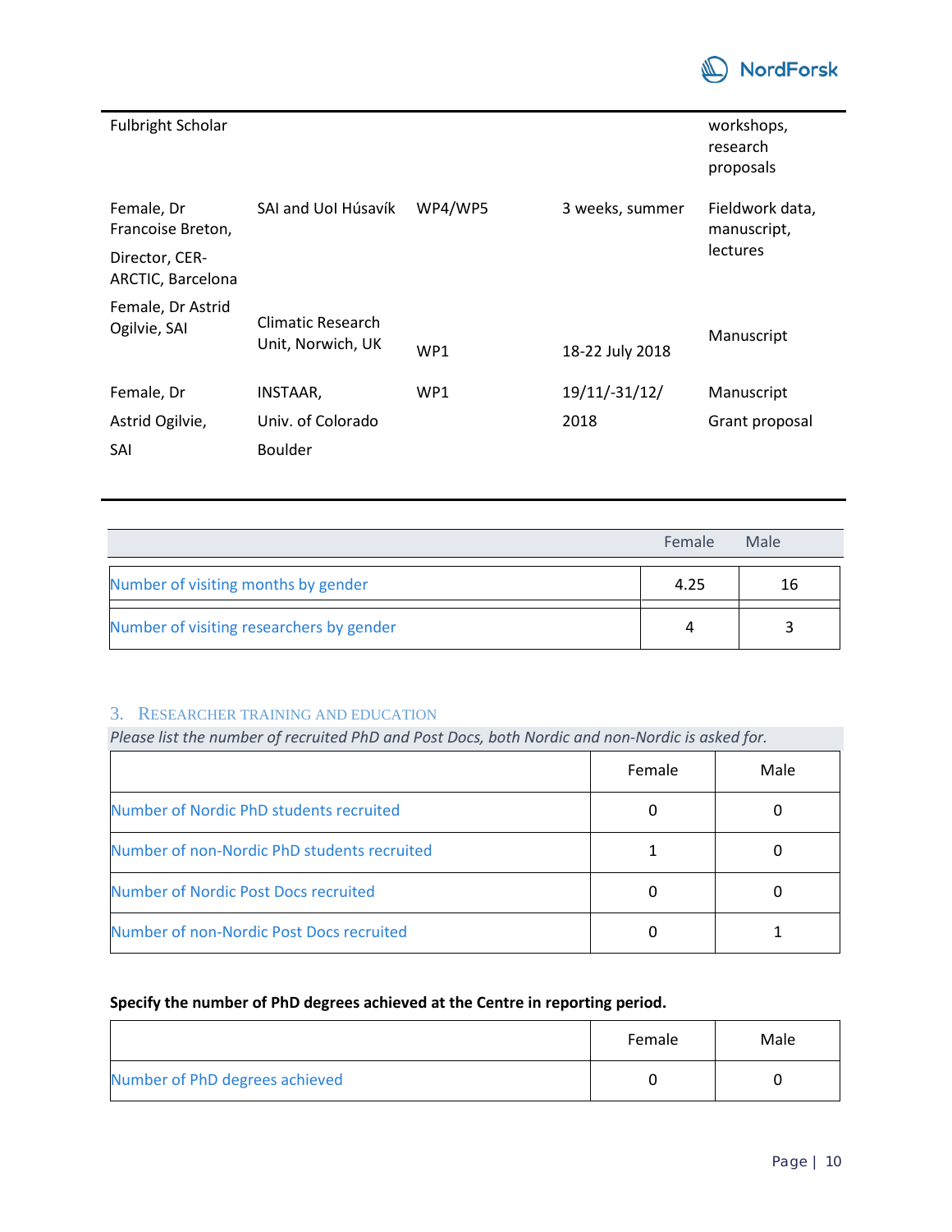| | | | | |
|---|---|---|---|---|
| Fulbright Scholar | | | | workshops, research proposals |
| Female, Dr Francoise Breton, Director, CER-ARCTIC, Barcelona | SAI and UoI Húsavík | WP4/WP5 | 3 weeks, summer | Fieldwork data, manuscript, lectures |
| Female, Dr Astrid Ogilvie, SAI | Climatic Research Unit, Norwich, UK | WP1 | 18-22 July 2018 | Manuscript |
| Female, Dr Astrid Ogilvie, SAI | INSTAAR, Univ. of Colorado Boulder | WP1 | 19/11/-31/12/ 2018 | Manuscript Grant proposal |

| | Female | Male |
|---|---|---|
| Number of visiting months by gender | 4.25 | 16 |
| Number of visiting researchers by gender | 4 | 3 |

## 3. Researcher Training and Education

*Please list the number of recruited PhD and Post Docs, both Nordic and non-Nordic is asked for.*

| | Female | Male |
|---|---|---|
| Number of Nordic PhD students recruited | 0 | 0 |
| Number of non-Nordic PhD students recruited | 1 | 0 |
| Number of Nordic Post Docs recruited | 0 | 0 |
| Number of non-Nordic Post Docs recruited | 0 | 1 |

**Specify the number of PhD degrees achieved at the Centre in reporting period.**

| | Female | Male |
|---|---|---|
| Number of PhD degrees achieved | 0 | 0 |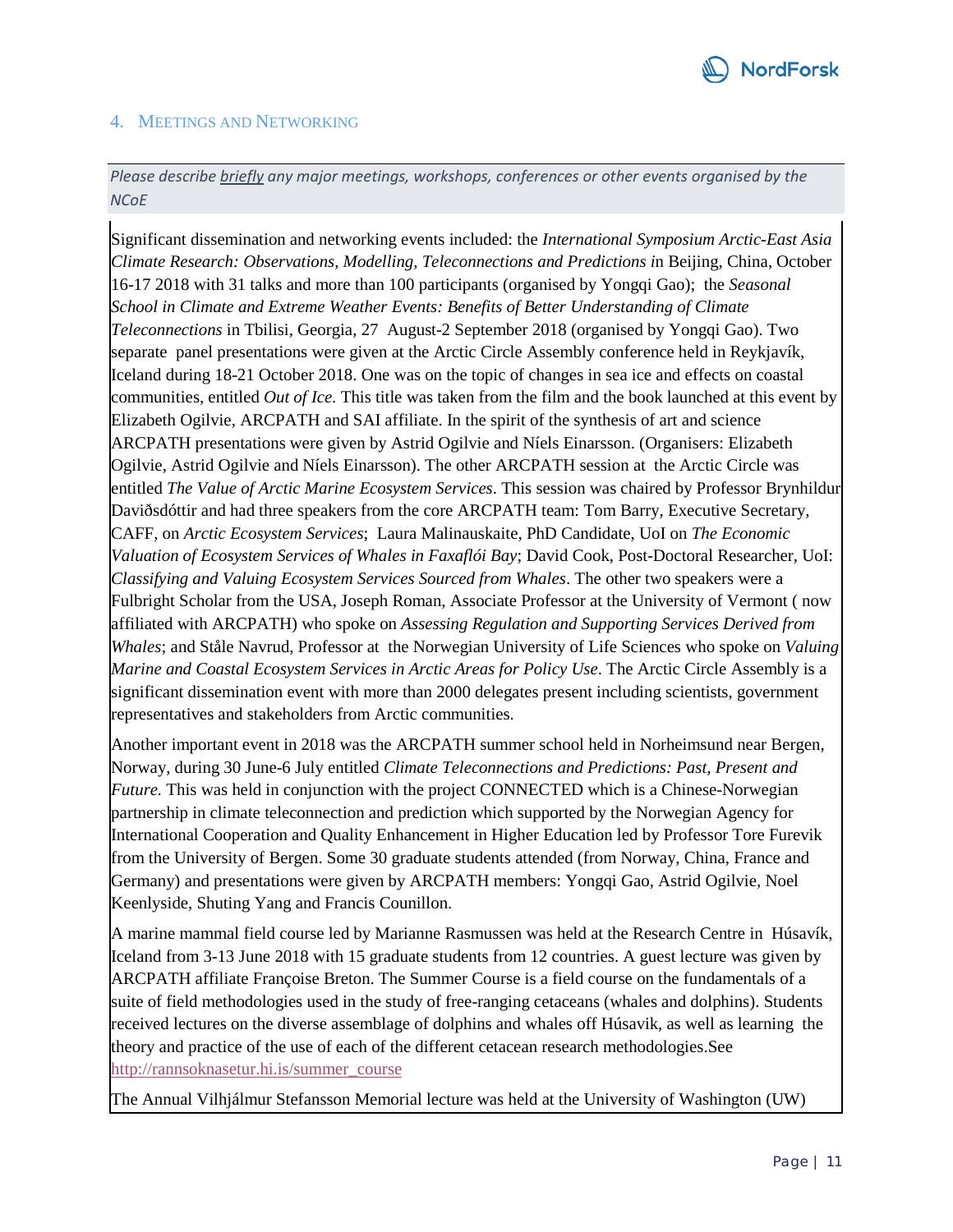## 4. Meetings and Networking

*Please describe* ***briefly*** *any major meetings, workshops, conferences or other events organised by the NCoE*

Significant dissemination and networking events included: the *International Symposium Arctic-East Asia Climate Research: Observations, Modelling, Teleconnections and Predictions i*n Beijing, China, October 16-17 2018 with 31 talks and more than 100 participants (organised by Yongqi Gao); the *Seasonal School in Climate and Extreme Weather Events: Benefits of Better Understanding of Climate Teleconnections* in Tbilisi, Georgia, 27 August-2 September 2018 (organised by Yongqi Gao). Two separate panel presentations were given at the Arctic Circle Assembly conference held in Reykjavík, Iceland during 18-21 October 2018. One was on the topic of changes in sea ice and effects on coastal communities, entitled *Out of Ice*. This title was taken from the film and the book launched at this event by Elizabeth Ogilvie, ARCPATH and SAI affiliate. In the spirit of the synthesis of art and science ARCPATH presentations were given by Astrid Ogilvie and Níels Einarsson. (Organisers: Elizabeth Ogilvie, Astrid Ogilvie and Níels Einarsson). The other ARCPATH session at the Arctic Circle was entitled *The Value of Arctic Marine Ecosystem Services*. This session was chaired by Professor Brynhildur Daviðsdóttir and had three speakers from the core ARCPATH team: Tom Barry, Executive Secretary, CAFF, on *Arctic Ecosystem Services*; Laura Malinauskaite, PhD Candidate, UoI on *The Economic Valuation of Ecosystem Services of Whales in Faxaflói Bay*; David Cook, Post-Doctoral Researcher, UoI: *Classifying and Valuing Ecosystem Services Sourced from Whales*. The other two speakers were a Fulbright Scholar from the USA, Joseph Roman, Associate Professor at the University of Vermont ( now affiliated with ARCPATH) who spoke on *Assessing Regulation and Supporting Services Derived from Whales*; and Ståle Navrud, Professor at the Norwegian University of Life Sciences who spoke on *Valuing Marine and Coastal Ecosystem Services in Arctic Areas for Policy Use*. The Arctic Circle Assembly is a significant dissemination event with more than 2000 delegates present including scientists, government representatives and stakeholders from Arctic communities.

Another important event in 2018 was the ARCPATH summer school held in Norheimsund near Bergen, Norway, during 30 June-6 July entitled *Climate Teleconnections and Predictions: Past, Present and Future.* This was held in conjunction with the project CONNECTED which is a Chinese-Norwegian partnership in climate teleconnection and prediction which supported by the Norwegian Agency for International Cooperation and Quality Enhancement in Higher Education led by Professor Tore Furevik from the University of Bergen. Some 30 graduate students attended (from Norway, China, France and Germany) and presentations were given by ARCPATH members: Yongqi Gao, Astrid Ogilvie, Noel Keenlyside, Shuting Yang and Francis Counillon.

A marine mammal field course led by Marianne Rasmussen was held at the Research Centre in Húsavík, Iceland from 3-13 June 2018 with 15 graduate students from 12 countries. A guest lecture was given by ARCPATH affiliate Françoise Breton. The Summer Course is a field course on the fundamentals of a suite of field methodologies used in the study of free-ranging cetaceans (whales and dolphins). Students received lectures on the diverse assemblage of dolphins and whales off Húsavik, as well as learning the theory and practice of the use of each of the different cetacean research methodologies.See http://rannsoknasetur.hi.is/summer_course

The Annual Vilhjálmur Stefansson Memorial lecture was held at the University of Washington (UW)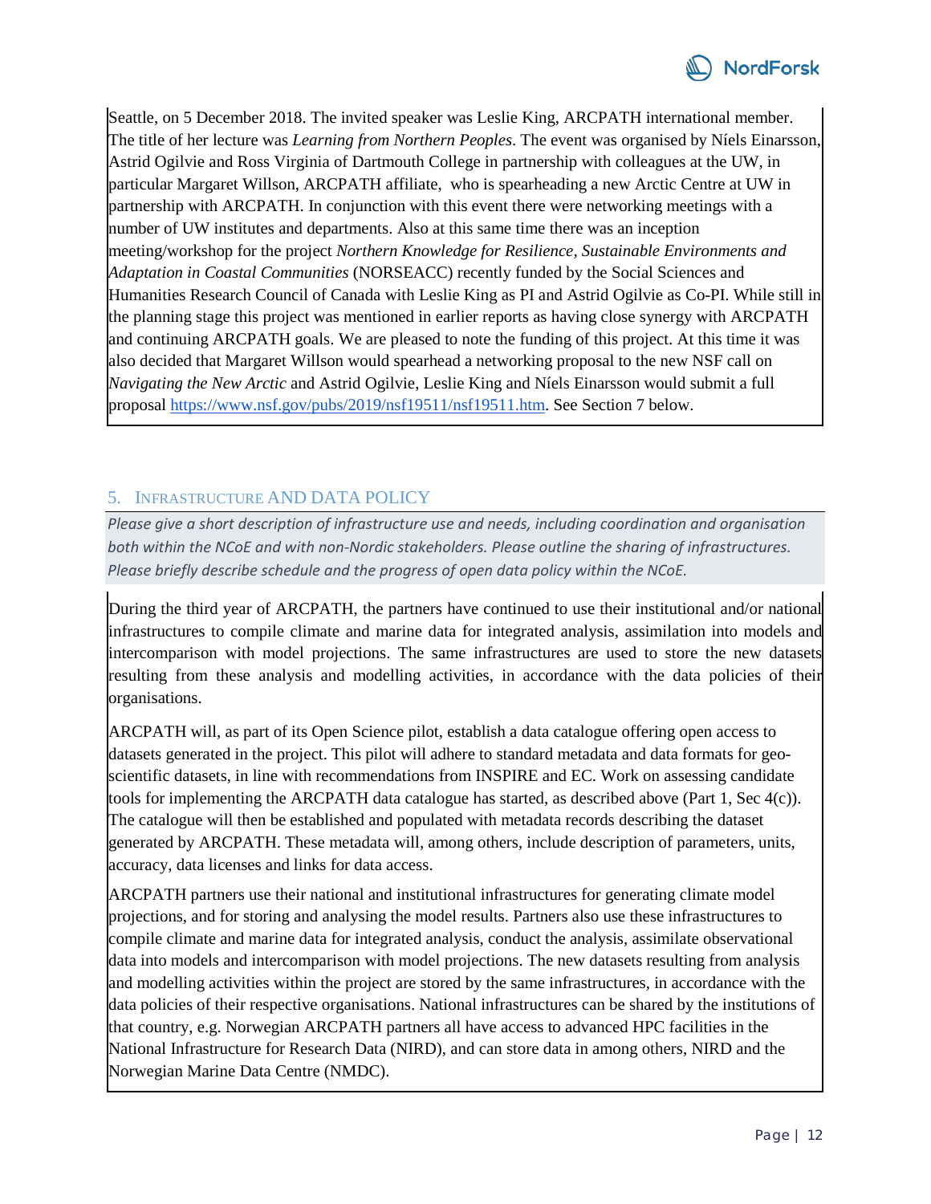Seattle, on 5 December 2018. The invited speaker was Leslie King, ARCPATH international member. The title of her lecture was *Learning from Northern Peoples*. The event was organised by Níels Einarsson, Astrid Ogilvie and Ross Virginia of Dartmouth College in partnership with colleagues at the UW, in particular Margaret Willson, ARCPATH affiliate, who is spearheading a new Arctic Centre at UW in partnership with ARCPATH. In conjunction with this event there were networking meetings with a number of UW institutes and departments. Also at this same time there was an inception meeting/workshop for the project *Northern Knowledge for Resilience, Sustainable Environments and Adaptation in Coastal Communities* (NORSEACC) recently funded by the Social Sciences and Humanities Research Council of Canada with Leslie King as PI and Astrid Ogilvie as Co-PI. While still in the planning stage this project was mentioned in earlier reports as having close synergy with ARCPATH and continuing ARCPATH goals. We are pleased to note the funding of this project. At this time it was also decided that Margaret Willson would spearhead a networking proposal to the new NSF call on *Navigating the New Arctic* and Astrid Ogilvie, Leslie King and Níels Einarsson would submit a full proposal https://www.nsf.gov/pubs/2019/nsf19511/nsf19511.htm. See Section 7 below.

## 5. Infrastructure and Data Policy

*Please give a short description of infrastructure use and needs, including coordination and organisation both within the NCoE and with non-Nordic stakeholders. Please outline the sharing of infrastructures. Please briefly describe schedule and the progress of open data policy within the NCoE.*

During the third year of ARCPATH, the partners have continued to use their institutional and/or national infrastructures to compile climate and marine data for integrated analysis, assimilation into models and intercomparison with model projections. The same infrastructures are used to store the new datasets resulting from these analysis and modelling activities, in accordance with the data policies of their organisations.

ARCPATH will, as part of its Open Science pilot, establish a data catalogue offering open access to datasets generated in the project. This pilot will adhere to standard metadata and data formats for geo-scientific datasets, in line with recommendations from INSPIRE and EC. Work on assessing candidate tools for implementing the ARCPATH data catalogue has started, as described above (Part 1, Sec 4(c)). The catalogue will then be established and populated with metadata records describing the dataset generated by ARCPATH. These metadata will, among others, include description of parameters, units, accuracy, data licenses and links for data access.

ARCPATH partners use their national and institutional infrastructures for generating climate model projections, and for storing and analysing the model results. Partners also use these infrastructures to compile climate and marine data for integrated analysis, conduct the analysis, assimilate observational data into models and intercomparison with model projections. The new datasets resulting from analysis and modelling activities within the project are stored by the same infrastructures, in accordance with the data policies of their respective organisations. National infrastructures can be shared by the institutions of that country, e.g. Norwegian ARCPATH partners all have access to advanced HPC facilities in the National Infrastructure for Research Data (NIRD), and can store data in among others, NIRD and the Norwegian Marine Data Centre (NMDC).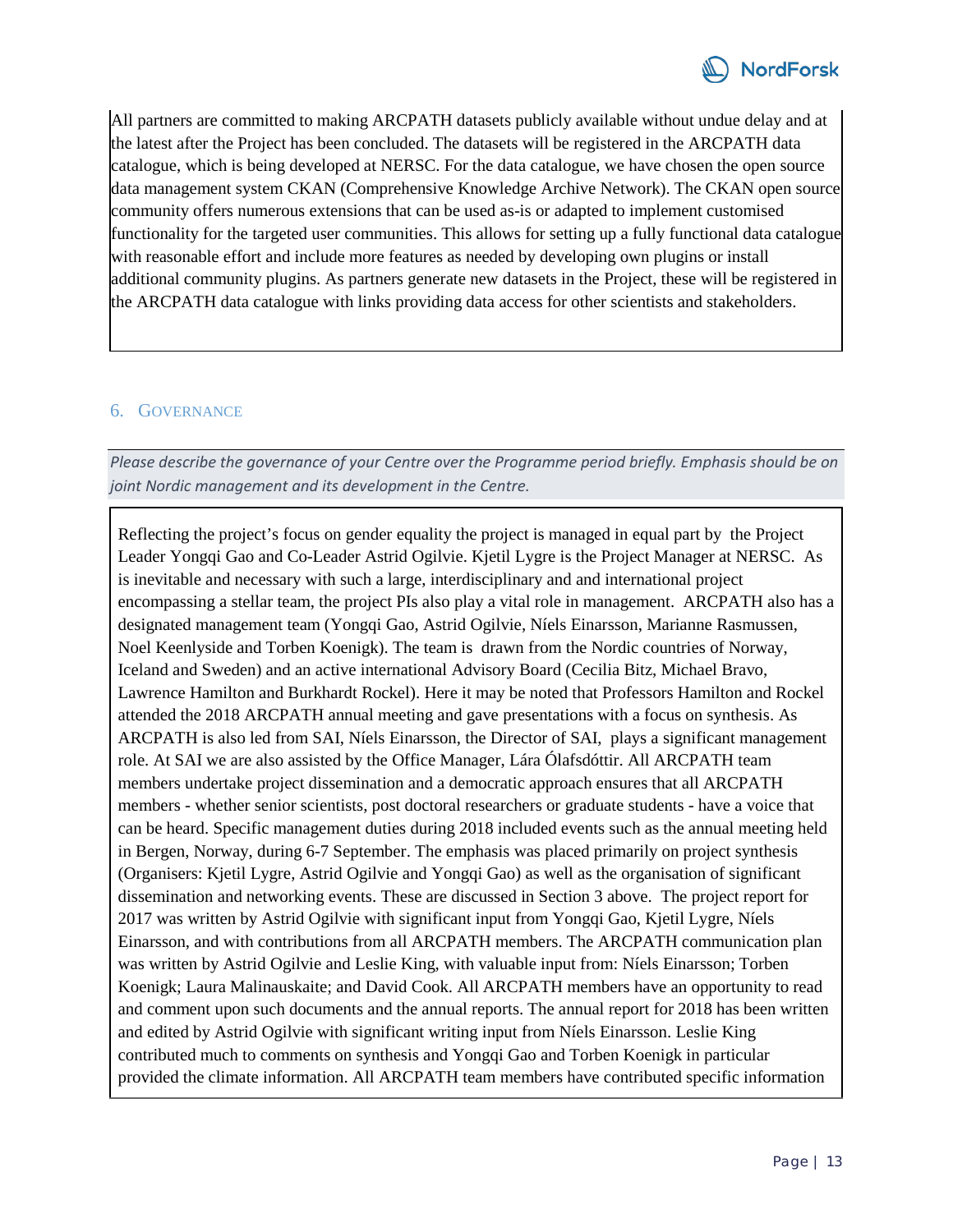All partners are committed to making ARCPATH datasets publicly available without undue delay and at the latest after the Project has been concluded. The datasets will be registered in the ARCPATH data catalogue, which is being developed at NERSC. For the data catalogue, we have chosen the open source data management system CKAN (Comprehensive Knowledge Archive Network). The CKAN open source community offers numerous extensions that can be used as-is or adapted to implement customised functionality for the targeted user communities. This allows for setting up a fully functional data catalogue with reasonable effort and include more features as needed by developing own plugins or install additional community plugins. As partners generate new datasets in the Project, these will be registered in the ARCPATH data catalogue with links providing data access for other scientists and stakeholders.

## 6. Governance

*Please describe the governance of your Centre over the Programme period briefly. Emphasis should be on joint Nordic management and its development in the Centre.*

Reflecting the project's focus on gender equality the project is managed in equal part by the Project Leader Yongqi Gao and Co-Leader Astrid Ogilvie. Kjetil Lygre is the Project Manager at NERSC. As is inevitable and necessary with such a large, interdisciplinary and and international project encompassing a stellar team, the project PIs also play a vital role in management. ARCPATH also has a designated management team (Yongqi Gao, Astrid Ogilvie, Níels Einarsson, Marianne Rasmussen, Noel Keenlyside and Torben Koenigk). The team is drawn from the Nordic countries of Norway, Iceland and Sweden) and an active international Advisory Board (Cecilia Bitz, Michael Bravo, Lawrence Hamilton and Burkhardt Rockel). Here it may be noted that Professors Hamilton and Rockel attended the 2018 ARCPATH annual meeting and gave presentations with a focus on synthesis. As ARCPATH is also led from SAI, Níels Einarsson, the Director of SAI, plays a significant management role. At SAI we are also assisted by the Office Manager, Lára Ólafsdóttir. All ARCPATH team members undertake project dissemination and a democratic approach ensures that all ARCPATH members - whether senior scientists, post doctoral researchers or graduate students - have a voice that can be heard. Specific management duties during 2018 included events such as the annual meeting held in Bergen, Norway, during 6-7 September. The emphasis was placed primarily on project synthesis (Organisers: Kjetil Lygre, Astrid Ogilvie and Yongqi Gao) as well as the organisation of significant dissemination and networking events. These are discussed in Section 3 above. The project report for 2017 was written by Astrid Ogilvie with significant input from Yongqi Gao, Kjetil Lygre, Níels Einarsson, and with contributions from all ARCPATH members. The ARCPATH communication plan was written by Astrid Ogilvie and Leslie King, with valuable input from: Níels Einarsson; Torben Koenigk; Laura Malinauskaite; and David Cook. All ARCPATH members have an opportunity to read and comment upon such documents and the annual reports. The annual report for 2018 has been written and edited by Astrid Ogilvie with significant writing input from Níels Einarsson. Leslie King contributed much to comments on synthesis and Yongqi Gao and Torben Koenigk in particular provided the climate information. All ARCPATH team members have contributed specific information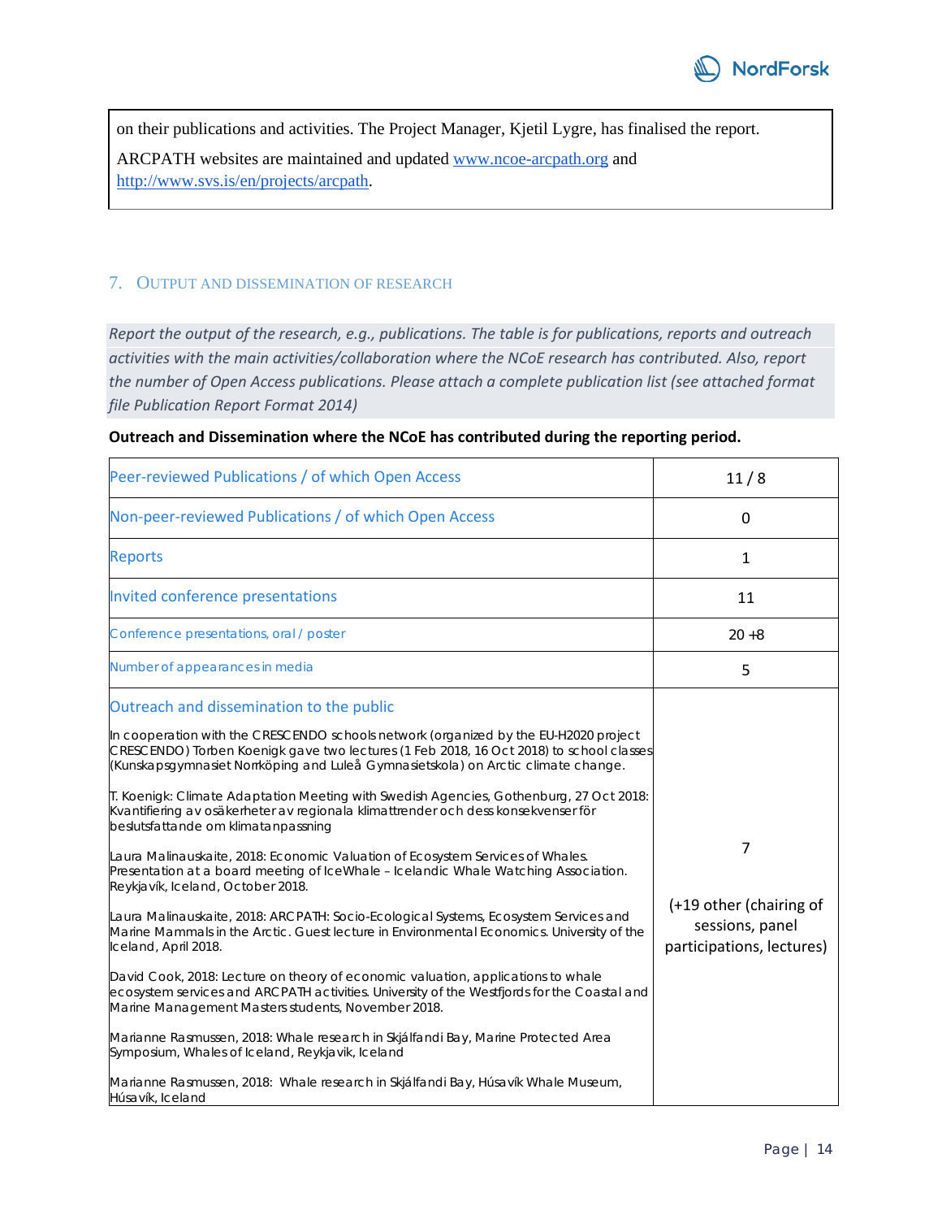on their publications and activities. The Project Manager, Kjetil Lygre, has finalised the report.

ARCPATH websites are maintained and updated www.ncoe-arcpath.org and http://www.svs.is/en/projects/arcpath.

## 7. Output and Dissemination of Research

*Report the output of the research, e.g., publications. The table is for publications, reports and outreach activities with the main activities/collaboration where the NCoE research has contributed. Also, report the number of Open Access publications. Please attach a complete publication list (see attached format file Publication Report Format 2014)*

**Outreach and Dissemination where the NCoE has contributed during the reporting period.**

| | |
|---|---|
| Peer-reviewed Publications / of which Open Access | 11 / 8 |
| Non-peer-reviewed Publications / of which Open Access | 0 |
| Reports | 1 |
| Invited conference presentations | 11 |
| Conference presentations, oral / poster | 20 +8 |
| Number of appearances in media | 5 |
| Outreach and dissemination to the public<br><br>In cooperation with the CRESCENDO schools network (organized by the EU-H2020 project CRESCENDO) Torben Koenigk gave two lectures (1 Feb 2018, 16 Oct 2018) to school classes (Kunskapsgymnasiet Norrköping and Luleå Gymnasietskola) on Arctic climate change.<br><br>T. Koenigk: Climate Adaptation Meeting with Swedish Agencies, Gothenburg, 27 Oct 2018: Kvantifiering av osäkerheter av regionala klimattrender och dess konsekvenser för beslutsfattande om klimatanpassning<br><br>Laura Malinauskaite, 2018: Economic Valuation of Ecosystem Services of Whales. Presentation at a board meeting of IceWhale – Icelandic Whale Watching Association. Reykjavík, Iceland, October 2018.<br><br>Laura Malinauskaite, 2018: ARCPATH: Socio-Ecological Systems, Ecosystem Services and Marine Mammals in the Arctic. Guest lecture in Environmental Economics. University of the Iceland, April 2018.<br><br>David Cook, 2018: Lecture on theory of economic valuation, applications to whale ecosystem services and ARCPATH activities. University of the Westfjords for the Coastal and Marine Management Masters students, November 2018.<br><br>Marianne Rasmussen, 2018: Whale research in Skjálfandi Bay, Marine Protected Area Symposium, Whales of Iceland, Reykjavik, Iceland<br><br>Marianne Rasmussen, 2018: Whale research in Skjálfandi Bay, Húsavík Whale Museum, Húsavík, Iceland | 7<br><br>(+19 other (chairing of sessions, panel participations, lectures) |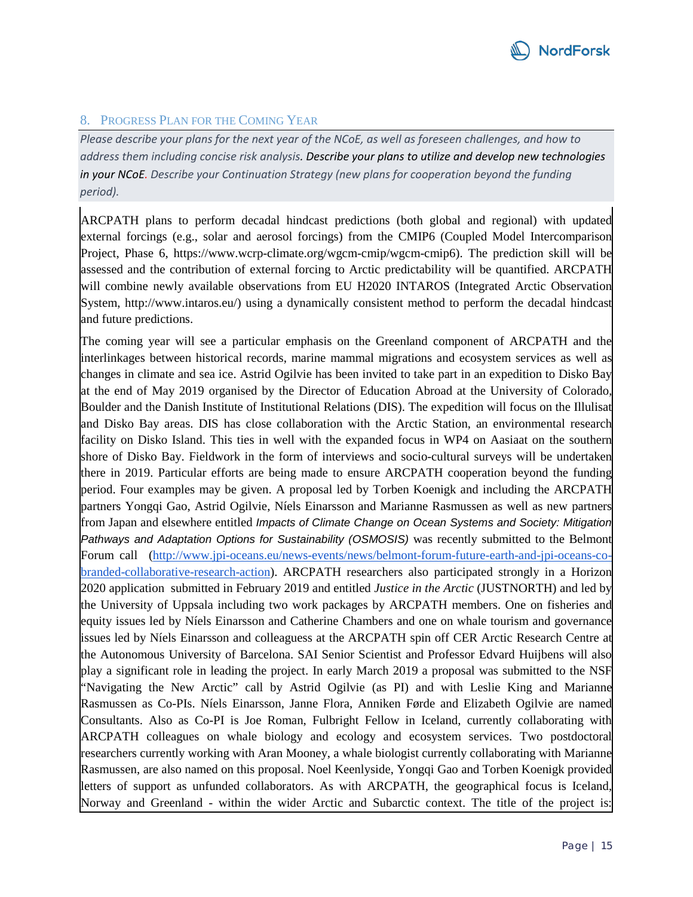## 8. Progress Plan for the Coming Year

*Please describe your plans for the next year of the NCoE, as well as foreseen challenges, and how to address them including concise risk analysis. Describe your plans to utilize and develop new technologies in your NCoE. Describe your Continuation Strategy (new plans for cooperation beyond the funding period).*

ARCPATH plans to perform decadal hindcast predictions (both global and regional) with updated external forcings (e.g., solar and aerosol forcings) from the CMIP6 (Coupled Model Intercomparison Project, Phase 6, https://www.wcrp-climate.org/wgcm-cmip/wgcm-cmip6). The prediction skill will be assessed and the contribution of external forcing to Arctic predictability will be quantified. ARCPATH will combine newly available observations from EU H2020 INTAROS (Integrated Arctic Observation System, http://www.intaros.eu/) using a dynamically consistent method to perform the decadal hindcast and future predictions.

The coming year will see a particular emphasis on the Greenland component of ARCPATH and the interlinkages between historical records, marine mammal migrations and ecosystem services as well as changes in climate and sea ice. Astrid Ogilvie has been invited to take part in an expedition to Disko Bay at the end of May 2019 organised by the Director of Education Abroad at the University of Colorado, Boulder and the Danish Institute of Institutional Relations (DIS). The expedition will focus on the Illulisat and Disko Bay areas. DIS has close collaboration with the Arctic Station, an environmental research facility on Disko Island. This ties in well with the expanded focus in WP4 on Aasiaat on the southern shore of Disko Bay. Fieldwork in the form of interviews and socio-cultural surveys will be undertaken there in 2019. Particular efforts are being made to ensure ARCPATH cooperation beyond the funding period. Four examples may be given. A proposal led by Torben Koenigk and including the ARCPATH partners Yongqi Gao, Astrid Ogilvie, Níels Einarsson and Marianne Rasmussen as well as new partners from Japan and elsewhere entitled *Impacts of Climate Change on Ocean Systems and Society: Mitigation Pathways and Adaptation Options for Sustainability (OSMOSIS)* was recently submitted to the Belmont Forum call (http://www.jpi-oceans.eu/news-events/news/belmont-forum-future-earth-and-jpi-oceans-co-branded-collaborative-research-action). ARCPATH researchers also participated strongly in a Horizon 2020 application submitted in February 2019 and entitled *Justice in the Arctic* (JUSTNORTH) and led by the University of Uppsala including two work packages by ARCPATH members. One on fisheries and equity issues led by Níels Einarsson and Catherine Chambers and one on whale tourism and governance issues led by Níels Einarsson and colleaguess at the ARCPATH spin off CER Arctic Research Centre at the Autonomous University of Barcelona. SAI Senior Scientist and Professor Edvard Huijbens will also play a significant role in leading the project. In early March 2019 a proposal was submitted to the NSF "Navigating the New Arctic" call by Astrid Ogilvie (as PI) and with Leslie King and Marianne Rasmussen as Co-PIs. Níels Einarsson, Janne Flora, Anniken Førde and Elizabeth Ogilvie are named Consultants. Also as Co-PI is Joe Roman, Fulbright Fellow in Iceland, currently collaborating with ARCPATH colleagues on whale biology and ecology and ecosystem services. Two postdoctoral researchers currently working with Aran Mooney, a whale biologist currently collaborating with Marianne Rasmussen, are also named on this proposal. Noel Keenlyside, Yongqi Gao and Torben Koenigk provided letters of support as unfunded collaborators. As with ARCPATH, the geographical focus is Iceland, Norway and Greenland - within the wider Arctic and Subarctic context. The title of the project is: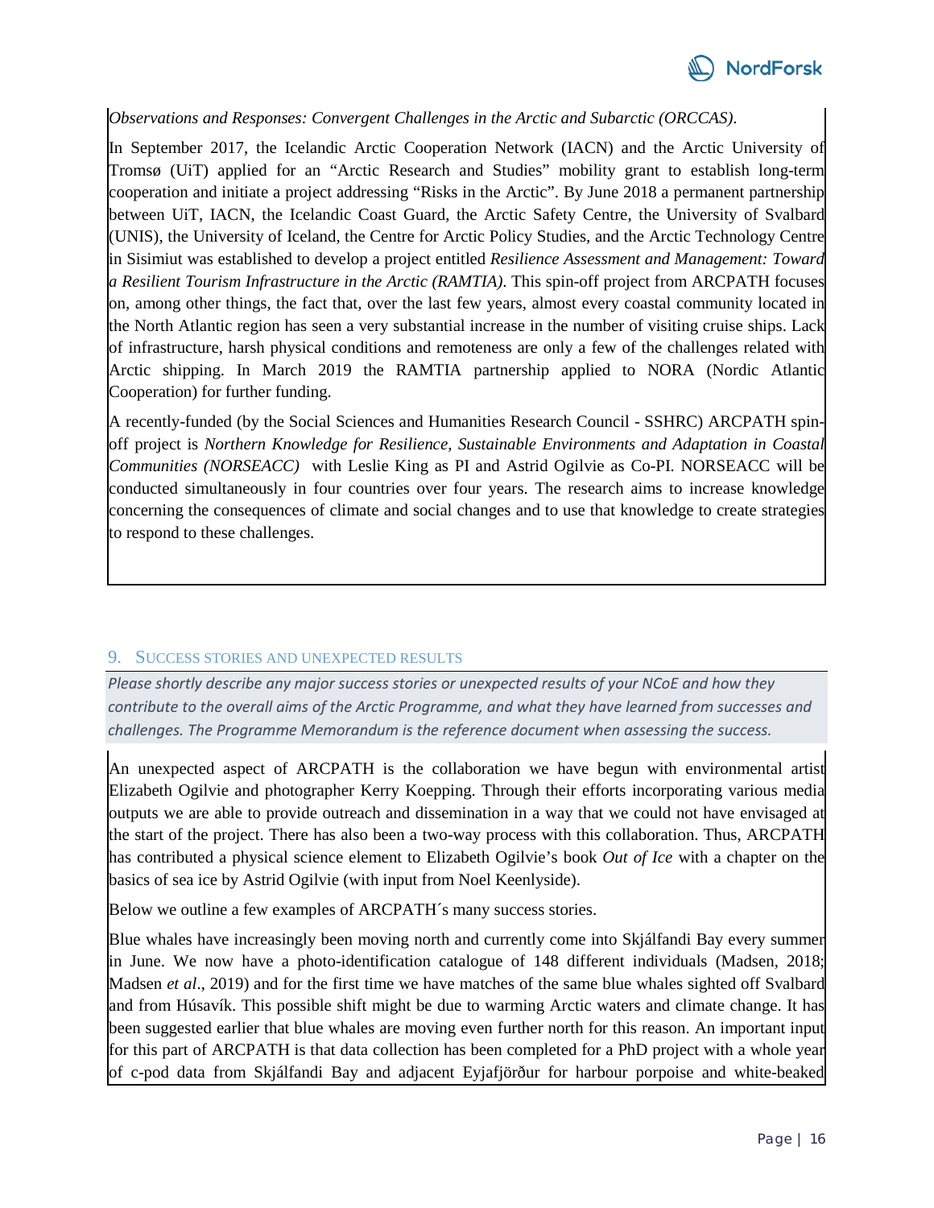*Observations and Responses: Convergent Challenges in the Arctic and Subarctic (ORCCAS).*

In September 2017, the Icelandic Arctic Cooperation Network (IACN) and the Arctic University of Tromsø (UiT) applied for an "Arctic Research and Studies" mobility grant to establish long-term cooperation and initiate a project addressing "Risks in the Arctic". By June 2018 a permanent partnership between UiT, IACN, the Icelandic Coast Guard, the Arctic Safety Centre, the University of Svalbard (UNIS), the University of Iceland, the Centre for Arctic Policy Studies, and the Arctic Technology Centre in Sisimiut was established to develop a project entitled *Resilience Assessment and Management: Toward a Resilient Tourism Infrastructure in the Arctic (RAMTIA)*. This spin-off project from ARCPATH focuses on, among other things, the fact that, over the last few years, almost every coastal community located in the North Atlantic region has seen a very substantial increase in the number of visiting cruise ships. Lack of infrastructure, harsh physical conditions and remoteness are only a few of the challenges related with Arctic shipping. In March 2019 the RAMTIA partnership applied to NORA (Nordic Atlantic Cooperation) for further funding.

A recently-funded (by the Social Sciences and Humanities Research Council - SSHRC) ARCPATH spin-off project is *Northern Knowledge for Resilience, Sustainable Environments and Adaptation in Coastal Communities (NORSEACC)* with Leslie King as PI and Astrid Ogilvie as Co-PI. NORSEACC will be conducted simultaneously in four countries over four years. The research aims to increase knowledge concerning the consequences of climate and social changes and to use that knowledge to create strategies to respond to these challenges.

## 9. Success stories and unexpected results

*Please shortly describe any major success stories or unexpected results of your NCoE and how they contribute to the overall aims of the Arctic Programme, and what they have learned from successes and challenges. The Programme Memorandum is the reference document when assessing the success.*

An unexpected aspect of ARCPATH is the collaboration we have begun with environmental artist Elizabeth Ogilvie and photographer Kerry Koepping. Through their efforts incorporating various media outputs we are able to provide outreach and dissemination in a way that we could not have envisaged at the start of the project. There has also been a two-way process with this collaboration. Thus, ARCPATH has contributed a physical science element to Elizabeth Ogilvie's book *Out of Ice* with a chapter on the basics of sea ice by Astrid Ogilvie (with input from Noel Keenlyside).

Below we outline a few examples of ARCPATH´s many success stories.

Blue whales have increasingly been moving north and currently come into Skjálfandi Bay every summer in June. We now have a photo-identification catalogue of 148 different individuals (Madsen, 2018; Madsen *et al*., 2019) and for the first time we have matches of the same blue whales sighted off Svalbard and from Húsavík. This possible shift might be due to warming Arctic waters and climate change. It has been suggested earlier that blue whales are moving even further north for this reason. An important input for this part of ARCPATH is that data collection has been completed for a PhD project with a whole year of c-pod data from Skjálfandi Bay and adjacent Eyjafjörður for harbour porpoise and white-beaked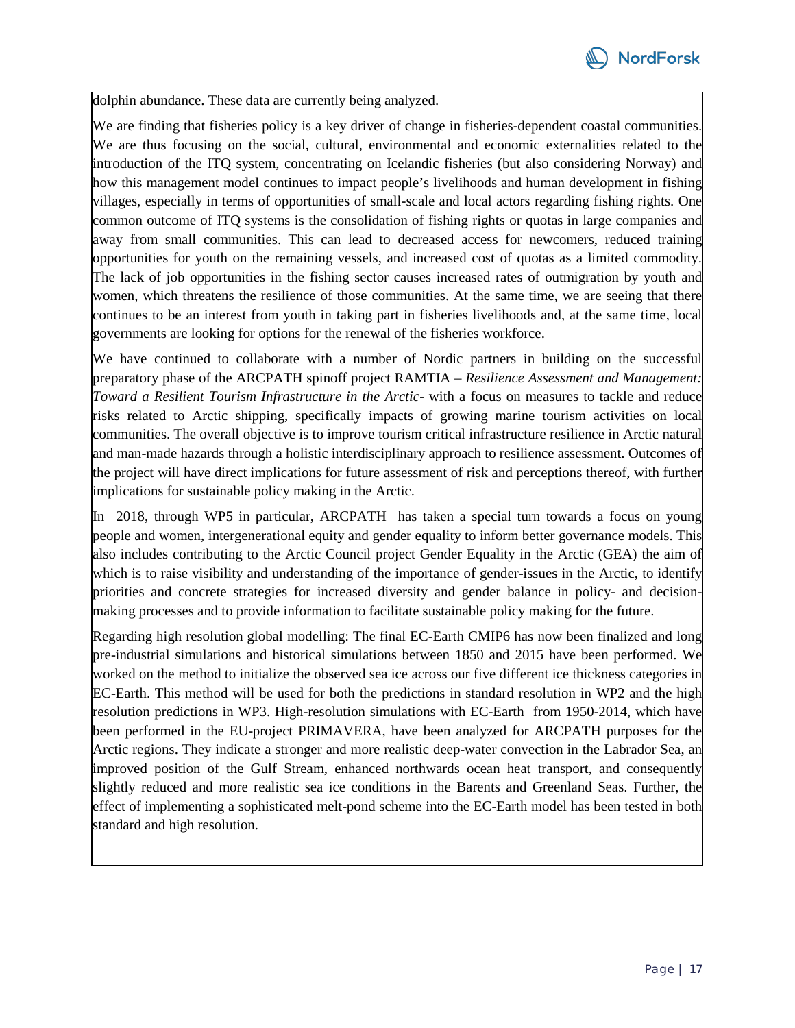dolphin abundance. These data are currently being analyzed.

We are finding that fisheries policy is a key driver of change in fisheries-dependent coastal communities. We are thus focusing on the social, cultural, environmental and economic externalities related to the introduction of the ITQ system, concentrating on Icelandic fisheries (but also considering Norway) and how this management model continues to impact people's livelihoods and human development in fishing villages, especially in terms of opportunities of small-scale and local actors regarding fishing rights. One common outcome of ITQ systems is the consolidation of fishing rights or quotas in large companies and away from small communities. This can lead to decreased access for newcomers, reduced training opportunities for youth on the remaining vessels, and increased cost of quotas as a limited commodity. The lack of job opportunities in the fishing sector causes increased rates of outmigration by youth and women, which threatens the resilience of those communities. At the same time, we are seeing that there continues to be an interest from youth in taking part in fisheries livelihoods and, at the same time, local governments are looking for options for the renewal of the fisheries workforce.

We have continued to collaborate with a number of Nordic partners in building on the successful preparatory phase of the ARCPATH spinoff project RAMTIA – *Resilience Assessment and Management: Toward a Resilient Tourism Infrastructure in the Arctic-* with a focus on measures to tackle and reduce risks related to Arctic shipping, specifically impacts of growing marine tourism activities on local communities. The overall objective is to improve tourism critical infrastructure resilience in Arctic natural and man-made hazards through a holistic interdisciplinary approach to resilience assessment. Outcomes of the project will have direct implications for future assessment of risk and perceptions thereof, with further implications for sustainable policy making in the Arctic.

In 2018, through WP5 in particular, ARCPATH has taken a special turn towards a focus on young people and women, intergenerational equity and gender equality to inform better governance models. This also includes contributing to the Arctic Council project Gender Equality in the Arctic (GEA) the aim of which is to raise visibility and understanding of the importance of gender-issues in the Arctic, to identify priorities and concrete strategies for increased diversity and gender balance in policy- and decision-making processes and to provide information to facilitate sustainable policy making for the future.

Regarding high resolution global modelling: The final EC-Earth CMIP6 has now been finalized and long pre-industrial simulations and historical simulations between 1850 and 2015 have been performed. We worked on the method to initialize the observed sea ice across our five different ice thickness categories in EC-Earth. This method will be used for both the predictions in standard resolution in WP2 and the high resolution predictions in WP3. High-resolution simulations with EC-Earth from 1950-2014, which have been performed in the EU-project PRIMAVERA, have been analyzed for ARCPATH purposes for the Arctic regions. They indicate a stronger and more realistic deep-water convection in the Labrador Sea, an improved position of the Gulf Stream, enhanced northwards ocean heat transport, and consequently slightly reduced and more realistic sea ice conditions in the Barents and Greenland Seas. Further, the effect of implementing a sophisticated melt-pond scheme into the EC-Earth model has been tested in both standard and high resolution.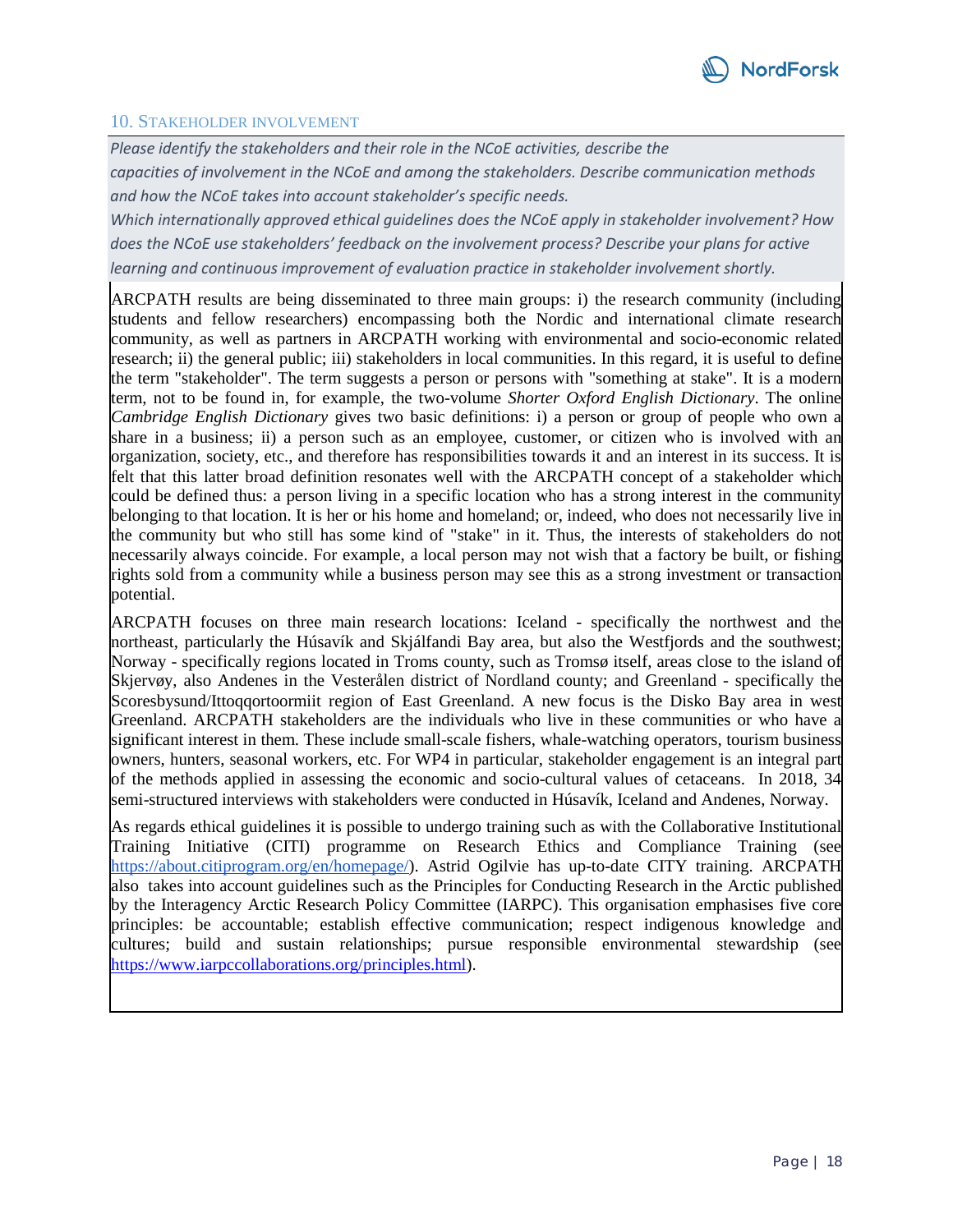## 10. Stakeholder involvement

*Please identify the stakeholders and their role in the NCoE activities, describe the capacities of involvement in the NCoE and among the stakeholders. Describe communication methods and how the NCoE takes into account stakeholder's specific needs.*

*Which internationally approved ethical guidelines does the NCoE apply in stakeholder involvement? How does the NCoE use stakeholders' feedback on the involvement process? Describe your plans for active learning and continuous improvement of evaluation practice in stakeholder involvement shortly.*

ARCPATH results are being disseminated to three main groups: i) the research community (including students and fellow researchers) encompassing both the Nordic and international climate research community, as well as partners in ARCPATH working with environmental and socio-economic related research; ii) the general public; iii) stakeholders in local communities. In this regard, it is useful to define the term "stakeholder". The term suggests a person or persons with "something at stake". It is a modern term, not to be found in, for example, the two-volume *Shorter Oxford English Dictionary*. The online *Cambridge English Dictionary* gives two basic definitions: i) a person or group of people who own a share in a business; ii) a person such as an employee, customer, or citizen who is involved with an organization, society, etc., and therefore has responsibilities towards it and an interest in its success. It is felt that this latter broad definition resonates well with the ARCPATH concept of a stakeholder which could be defined thus: a person living in a specific location who has a strong interest in the community belonging to that location. It is her or his home and homeland; or, indeed, who does not necessarily live in the community but who still has some kind of "stake" in it. Thus, the interests of stakeholders do not necessarily always coincide. For example, a local person may not wish that a factory be built, or fishing rights sold from a community while a business person may see this as a strong investment or transaction potential.

ARCPATH focuses on three main research locations: Iceland - specifically the northwest and the northeast, particularly the Húsavík and Skjálfandi Bay area, but also the Westfjords and the southwest; Norway - specifically regions located in Troms county, such as Tromsø itself, areas close to the island of Skjervøy, also Andenes in the Vesterålen district of Nordland county; and Greenland - specifically the Scoresbysund/Ittoqqortoormiit region of East Greenland. A new focus is the Disko Bay area in west Greenland. ARCPATH stakeholders are the individuals who live in these communities or who have a significant interest in them. These include small-scale fishers, whale-watching operators, tourism business owners, hunters, seasonal workers, etc. For WP4 in particular, stakeholder engagement is an integral part of the methods applied in assessing the economic and socio-cultural values of cetaceans. In 2018, 34 semi-structured interviews with stakeholders were conducted in Húsavík, Iceland and Andenes, Norway.

As regards ethical guidelines it is possible to undergo training such as with the Collaborative Institutional Training Initiative (CITI) programme on Research Ethics and Compliance Training (see https://about.citiprogram.org/en/homepage/). Astrid Ogilvie has up-to-date CITY training. ARCPATH also takes into account guidelines such as the Principles for Conducting Research in the Arctic published by the Interagency Arctic Research Policy Committee (IARPC). This organisation emphasises five core principles: be accountable; establish effective communication; respect indigenous knowledge and cultures; build and sustain relationships; pursue responsible environmental stewardship (see https://www.iarpccollaborations.org/principles.html).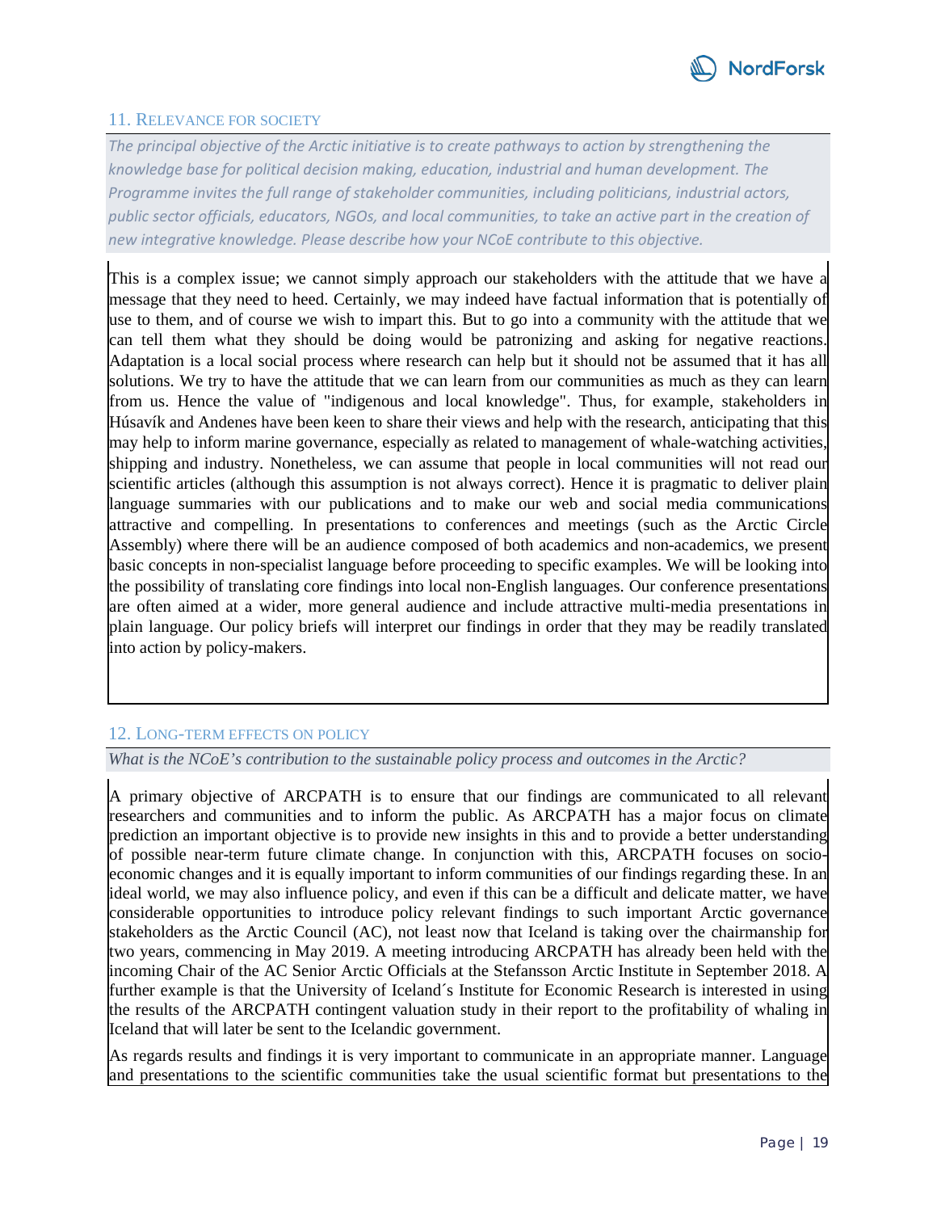## 11. Relevance for society

*The principal objective of the Arctic initiative is to create pathways to action by strengthening the knowledge base for political decision making, education, industrial and human development. The Programme invites the full range of stakeholder communities, including politicians, industrial actors, public sector officials, educators, NGOs, and local communities, to take an active part in the creation of new integrative knowledge. Please describe how your NCoE contribute to this objective.*

This is a complex issue; we cannot simply approach our stakeholders with the attitude that we have a message that they need to heed. Certainly, we may indeed have factual information that is potentially of use to them, and of course we wish to impart this. But to go into a community with the attitude that we can tell them what they should be doing would be patronizing and asking for negative reactions. Adaptation is a local social process where research can help but it should not be assumed that it has all solutions. We try to have the attitude that we can learn from our communities as much as they can learn from us. Hence the value of "indigenous and local knowledge". Thus, for example, stakeholders in Húsavík and Andenes have been keen to share their views and help with the research, anticipating that this may help to inform marine governance, especially as related to management of whale-watching activities, shipping and industry. Nonetheless, we can assume that people in local communities will not read our scientific articles (although this assumption is not always correct). Hence it is pragmatic to deliver plain language summaries with our publications and to make our web and social media communications attractive and compelling. In presentations to conferences and meetings (such as the Arctic Circle Assembly) where there will be an audience composed of both academics and non-academics, we present basic concepts in non-specialist language before proceeding to specific examples. We will be looking into the possibility of translating core findings into local non-English languages. Our conference presentations are often aimed at a wider, more general audience and include attractive multi-media presentations in plain language. Our policy briefs will interpret our findings in order that they may be readily translated into action by policy-makers.

## 12. Long-term effects on policy

*What is the NCoE's contribution to the sustainable policy process and outcomes in the Arctic?*

A primary objective of ARCPATH is to ensure that our findings are communicated to all relevant researchers and communities and to inform the public. As ARCPATH has a major focus on climate prediction an important objective is to provide new insights in this and to provide a better understanding of possible near-term future climate change. In conjunction with this, ARCPATH focuses on socio-economic changes and it is equally important to inform communities of our findings regarding these. In an ideal world, we may also influence policy, and even if this can be a difficult and delicate matter, we have considerable opportunities to introduce policy relevant findings to such important Arctic governance stakeholders as the Arctic Council (AC), not least now that Iceland is taking over the chairmanship for two years, commencing in May 2019. A meeting introducing ARCPATH has already been held with the incoming Chair of the AC Senior Arctic Officials at the Stefansson Arctic Institute in September 2018. A further example is that the University of Iceland´s Institute for Economic Research is interested in using the results of the ARCPATH contingent valuation study in their report to the profitability of whaling in Iceland that will later be sent to the Icelandic government.

As regards results and findings it is very important to communicate in an appropriate manner. Language and presentations to the scientific communities take the usual scientific format but presentations to the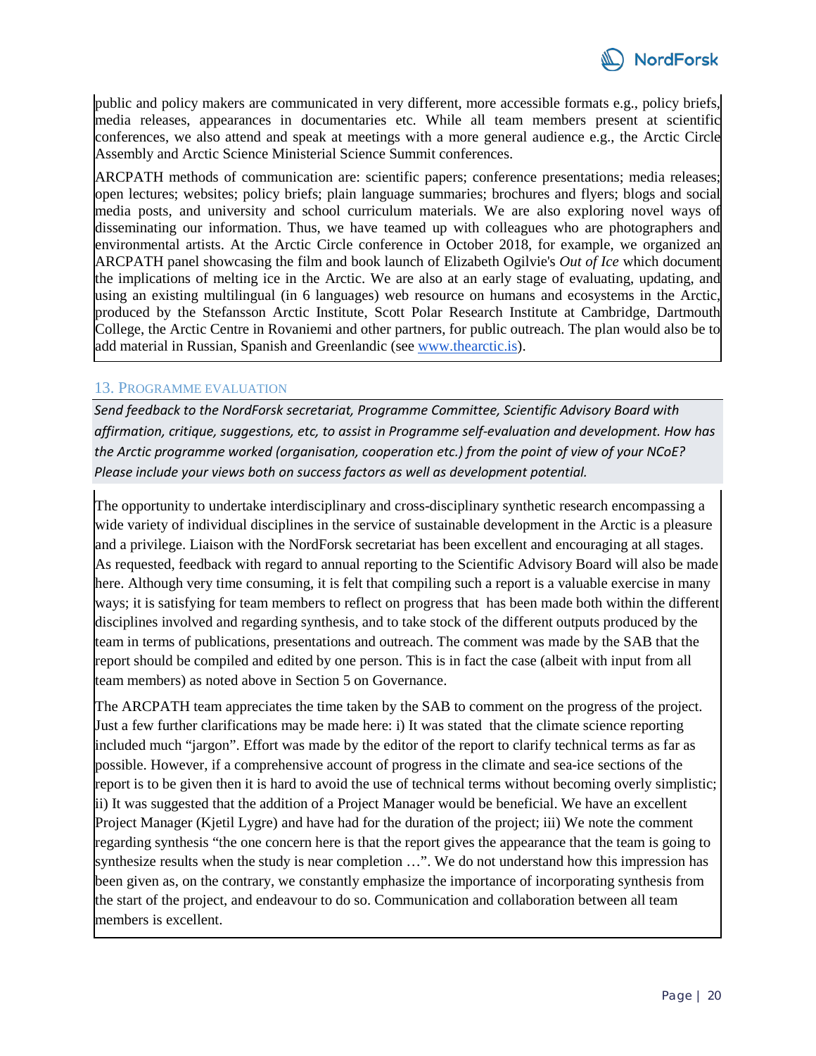public and policy makers are communicated in very different, more accessible formats e.g., policy briefs, media releases, appearances in documentaries etc. While all team members present at scientific conferences, we also attend and speak at meetings with a more general audience e.g., the Arctic Circle Assembly and Arctic Science Ministerial Science Summit conferences.

ARCPATH methods of communication are: scientific papers; conference presentations; media releases; open lectures; websites; policy briefs; plain language summaries; brochures and flyers; blogs and social media posts, and university and school curriculum materials. We are also exploring novel ways of disseminating our information. Thus, we have teamed up with colleagues who are photographers and environmental artists. At the Arctic Circle conference in October 2018, for example, we organized an ARCPATH panel showcasing the film and book launch of Elizabeth Ogilvie's *Out of Ice* which document the implications of melting ice in the Arctic. We are also at an early stage of evaluating, updating, and using an existing multilingual (in 6 languages) web resource on humans and ecosystems in the Arctic, produced by the Stefansson Arctic Institute, Scott Polar Research Institute at Cambridge, Dartmouth College, the Arctic Centre in Rovaniemi and other partners, for public outreach. The plan would also be to add material in Russian, Spanish and Greenlandic (see www.thearctic.is).

## 13. Programme evaluation

*Send feedback to the NordForsk secretariat, Programme Committee, Scientific Advisory Board with affirmation, critique, suggestions, etc, to assist in Programme self-evaluation and development. How has the Arctic programme worked (organisation, cooperation etc.) from the point of view of your NCoE? Please include your views both on success factors as well as development potential.*

The opportunity to undertake interdisciplinary and cross-disciplinary synthetic research encompassing a wide variety of individual disciplines in the service of sustainable development in the Arctic is a pleasure and a privilege. Liaison with the NordForsk secretariat has been excellent and encouraging at all stages. As requested, feedback with regard to annual reporting to the Scientific Advisory Board will also be made here. Although very time consuming, it is felt that compiling such a report is a valuable exercise in many ways; it is satisfying for team members to reflect on progress that has been made both within the different disciplines involved and regarding synthesis, and to take stock of the different outputs produced by the team in terms of publications, presentations and outreach. The comment was made by the SAB that the report should be compiled and edited by one person. This is in fact the case (albeit with input from all team members) as noted above in Section 5 on Governance.

The ARCPATH team appreciates the time taken by the SAB to comment on the progress of the project. Just a few further clarifications may be made here: i) It was stated that the climate science reporting included much "jargon". Effort was made by the editor of the report to clarify technical terms as far as possible. However, if a comprehensive account of progress in the climate and sea-ice sections of the report is to be given then it is hard to avoid the use of technical terms without becoming overly simplistic; ii) It was suggested that the addition of a Project Manager would be beneficial. We have an excellent Project Manager (Kjetil Lygre) and have had for the duration of the project; iii) We note the comment regarding synthesis "the one concern here is that the report gives the appearance that the team is going to synthesize results when the study is near completion …". We do not understand how this impression has been given as, on the contrary, we constantly emphasize the importance of incorporating synthesis from the start of the project, and endeavour to do so. Communication and collaboration between all team members is excellent.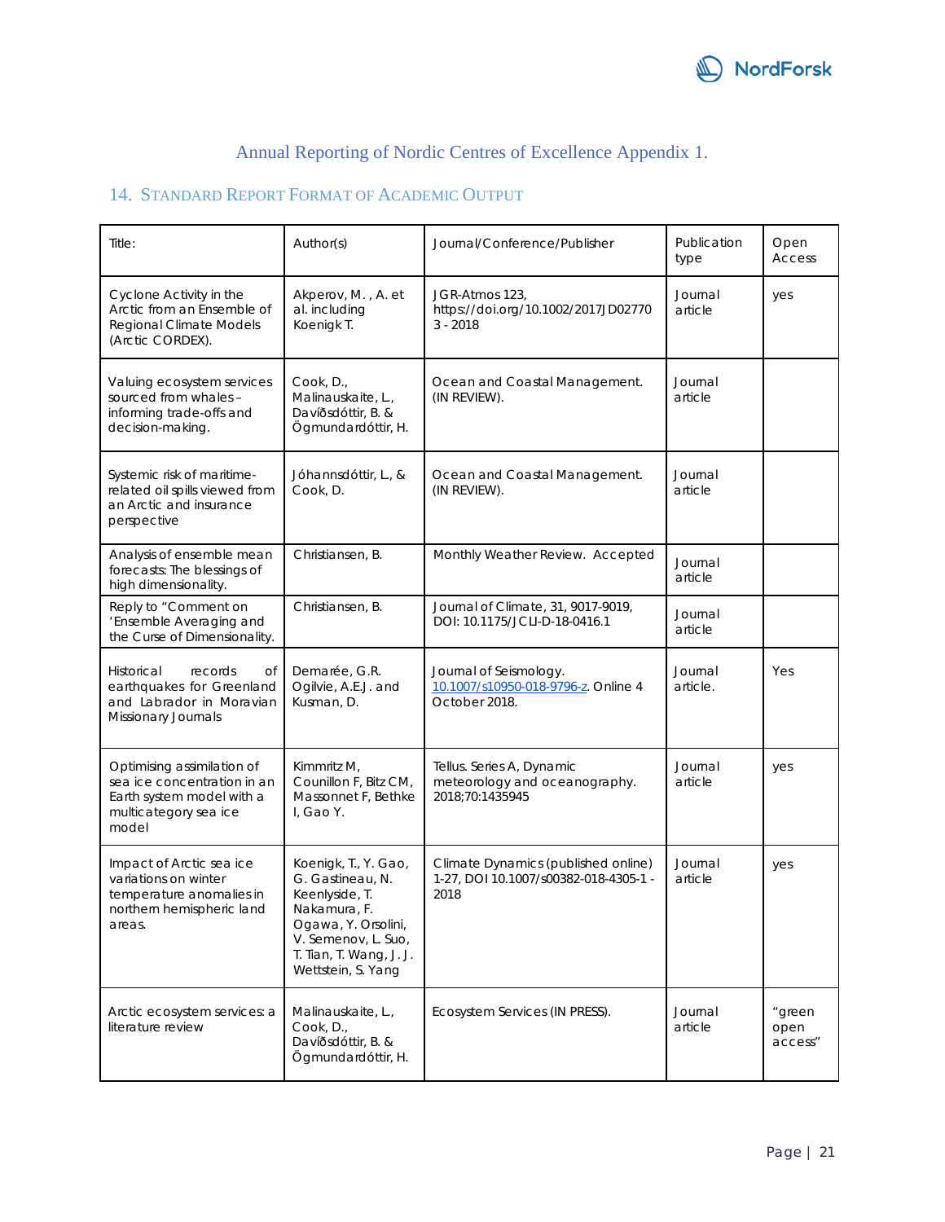Annual Reporting of Nordic Centres of Excellence Appendix 1.

## 14. Standard Report Format of Academic Output

| Title: | Author(s) | Journal/Conference/Publisher | Publication type | Open Access |
|---|---|---|---|---|
| Cyclone Activity in the Arctic from an Ensemble of Regional Climate Models (Arctic CORDEX). | Akperov, M. , A. et al. including Koenigk T. | JGR-Atmos 123, https://doi.org/10.1002/2017JD027703 - 2018 | Journal article | yes |
| Valuing ecosystem services sourced from whales – informing trade-offs and decision-making. | Cook, D., Malinauskaite, L., Davíðsdóttir, B. & Ögmundardóttir, H. | Ocean and Coastal Management. (IN REVIEW). | Journal article | |
| Systemic risk of maritime-related oil spills viewed from an Arctic and insurance perspective | Jóhannsdóttir, L., & Cook, D. | Ocean and Coastal Management. (IN REVIEW). | Journal article | |
| Analysis of ensemble mean forecasts: The blessings of high dimensionality. | Christiansen, B. | Monthly Weather Review. Accepted | Journal article | |
| Reply to "Comment on 'Ensemble Averaging and the Curse of Dimensionality. | Christiansen, B. | Journal of Climate, 31, 9017-9019, DOI: 10.1175/JCLI-D-18-0416.1 | Journal article | |
| Historical records of earthquakes for Greenland and Labrador in Moravian Missionary Journals | Demarée, G.R. Ogilvie, A.E.J. and Kusman, D. | Journal of Seismology. 10.1007/s10950-018-9796-z. Online 4 October 2018. | Journal article. | Yes |
| Optimising assimilation of sea ice concentration in an Earth system model with a multicategory sea ice model | Kimmritz M, Counillon F, Bitz CM, Massonnet F, Bethke I, Gao Y. | Tellus. Series A, Dynamic meteorology and oceanography. 2018;70:1435945 | Journal article | yes |
| Impact of Arctic sea ice variations on winter temperature anomalies in northern hemispheric land areas. | Koenigk, T., Y. Gao, G. Gastineau, N. Keenlyside, T. Nakamura, F. Ogawa, Y. Orsolini, V. Semenov, L. Suo, T. Tian, T. Wang, J. J. Wettstein, S. Yang | Climate Dynamics (published online) 1-27, DOI 10.1007/s00382-018-4305-1 - 2018 | Journal article | yes |
| Arctic ecosystem services: a literature review | Malinauskaite, L., Cook, D., Davíðsdóttir, B. & Ögmundardóttir, H. | Ecosystem Services (IN PRESS). | Journal article | "green open access" |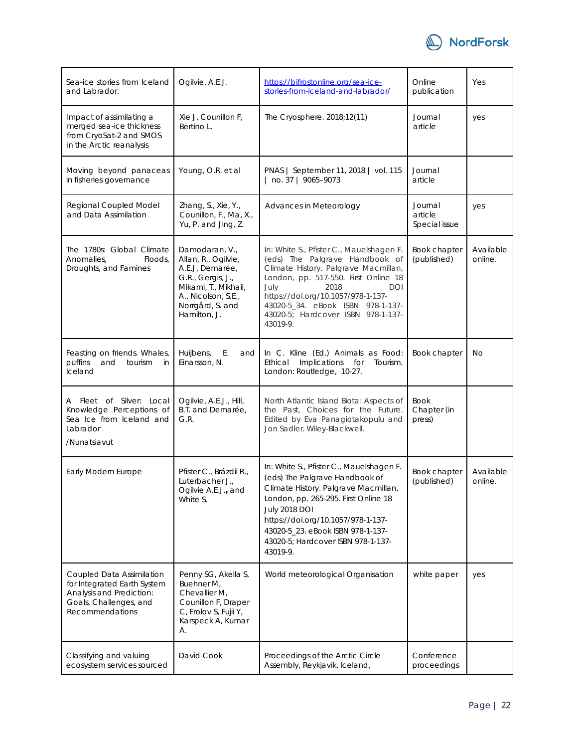| | | | | |
|---|---|---|---|---|
| Sea-ice stories from Iceland and Labrador. | Ogilvie, A.E.J. | [https://bifrostonline.org/sea-ice-stories-from-iceland-and-labrador/](https://bifrostonline.org/sea-ice-stories-from-iceland-and-labrador/) | Online publication | Yes |
| Impact of assimilating a merged sea-ice thickness from CryoSat-2 and SMOS in the Arctic reanalysis | Xie J, Counillon F, Bertino L. | The Cryosphere. 2018;12(11) | Journal article | yes |
| Moving beyond panaceas in fisheries governance | Young, O.R. et al | PNAS \| September 11, 2018 \| vol. 115 \| no. 37 \| 9065–9073 | Journal article | |
| Regional Coupled Model and Data Assimilation | Zhang, S., Xie, Y., Counillon, F., Ma, X., Yu, P. and Jing, Z. | Advances in Meteorology | Journal article Special issue | yes |
| The 1780s: Global Climate Anomalies, Floods, Droughts, and Famines | Damodaran, V., Allan, R., Ogilvie, A.E.J, Demarée, G.R., Gergis, J., Mikami, T., Mikhail, A., Nicolson, S.E., Norrgård, S. and Hamilton, J. | In: White S., Pfister C., Mauelshagen F. (eds) The Palgrave Handbook of Climate History. Palgrave Macmillan, London, pp. 517-550. First Online 18 July 2018 DOI https://doi.org/10.1057/978-1-137-43020-5_34. eBook ISBN 978-1-137-43020-5; Hardcover ISBN 978-1-137-43019-9. | Book chapter (published) | Available online. |
| Feasting on friends. Whales, puffins and tourism in Iceland | Huijbens, E. and Einarsson, N. | In C. Kline (Ed.) Animals as Food: Ethical Implications for Tourism. London: Routledge, 10-27. | Book chapter | No |
| A Fleet of Silver: Local Knowledge Perceptions of Sea Ice from Iceland and Labrador /Nunatsiavut | Ogilvie, A.E.J., Hill, B.T. and Demarée, G.R. | North Atlantic Island Biota: Aspects of the Past, Choices for the Future. Edited by Eva Panagiotakopulu and Jon Sadler. Wiley-Blackwell. | Book Chapter (in press) | |
| Early Modern Europe | Pfister C., Brázdil R., Luterbacher J., Ogilvie A.E.J., and White S. | In: White S., Pfister C., Mauelshagen F. (eds) The Palgrave Handbook of Climate History. Palgrave Macmillan, London, pp. 265-295. First Online 18 July 2018 DOI https://doi.org/10.1057/978-1-137-43020-5_23. eBook ISBN 978-1-137-43020-5; Hardcover ISBN 978-1-137-43019-9. | Book chapter (published) | Available online. |
| Coupled Data Assimilation for Integrated Earth System Analysis and Prediction: Goals, Challenges, and Recommendations | Penny SG, Akella S, Buehner M, Chevallier M, Counillon F, Draper C, Frolov S, Fujii Y, Karspeck A, Kumar A. | World meteorological Organisation | white paper | yes |
| Classifying and valuing ecosystem services sourced | David Cook | Proceedings of the Arctic Circle Assembly, Reykjavík, Iceland, | Conference proceedings | |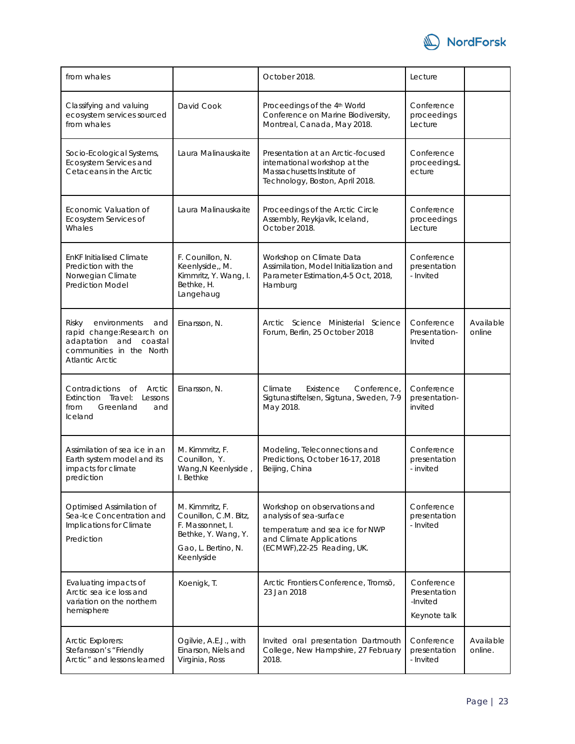| from whales | | October 2018. | Lecture | |
|---|---|---|---|---|
| Classifying and valuing ecosystem services sourced from whales | David Cook | Proceedings of the 4th World Conference on Marine Biodiversity, Montreal, Canada, May 2018. | Conference proceedings Lecture | |
| Socio-Ecological Systems, Ecosystem Services and Cetaceans in the Arctic | Laura Malinauskaite | Presentation at an Arctic-focused international workshop at the Massachusetts Institute of Technology, Boston, April 2018. | Conference proceedingsL ecture | |
| Economic Valuation of Ecosystem Services of Whales | Laura Malinauskaite | Proceedings of the Arctic Circle Assembly, Reykjavík, Iceland, October 2018. | Conference proceedings Lecture | |
| EnKF Initialised Climate Prediction with the Norwegian Climate Prediction Model | F. Counillon, N. Keenlyside,, M. Kimmritz, Y. Wang, I. Bethke, H. Langehaug | Workshop on Climate Data Assimilation, Model Initialization and Parameter Estimation,4-5 Oct, 2018, Hamburg | Conference presentation - Invited | |
| Risky environments and rapid change:Research on adaptation and coastal communities in the North Atlantic Arctic | Einarsson, N. | Arctic Science Ministerial Science Forum, Berlin, 25 October 2018 | Conference Presentation-Invited | Available online |
| Contradictions of Arctic Extinction Travel: Lessons from Greenland and Iceland | Einarsson, N. | Climate Existence Conference, Sigtunastiftelsen, Sigtuna, Sweden, 7-9 May 2018. | Conference presentation-invited | |
| Assimilation of sea ice in an Earth system model and its impacts for climate prediction | M. Kimmritz, F. Counillon, Y. Wang,N Keenlyside , I. Bethke | Modeling, Teleconnections and Predictions, October 16-17, 2018 Beijing, China | Conference presentation - invited | |
| Optimised Assimilation of Sea-Ice Concentration and Implications for Climate Prediction | M. Kimmritz, F. Counillon, C.M. Bitz, F. Massonnet, I. Bethke, Y. Wang, Y. Gao, L. Bertino, N. Keenlyside | Workshop on observations and analysis of sea-surface temperature and sea ice for NWP and Climate Applications (ECMWF),22-25 Reading, UK. | Conference presentation - Invited | |
| Evaluating impacts of Arctic sea ice loss and variation on the northern hemisphere | Koenigk, T. | Arctic Frontiers Conference, Tromsö, 23 Jan 2018 | Conference Presentation -Invited Keynote talk | |
| Arctic Explorers: Stefansson's "Friendly Arctic" and lessons learned | Ogilvie, A.E.J., with Einarson, Níels and Virginia, Ross | Invited oral presentation Dartmouth College, New Hampshire, 27 February 2018. | Conference presentation - Invited | Available online. |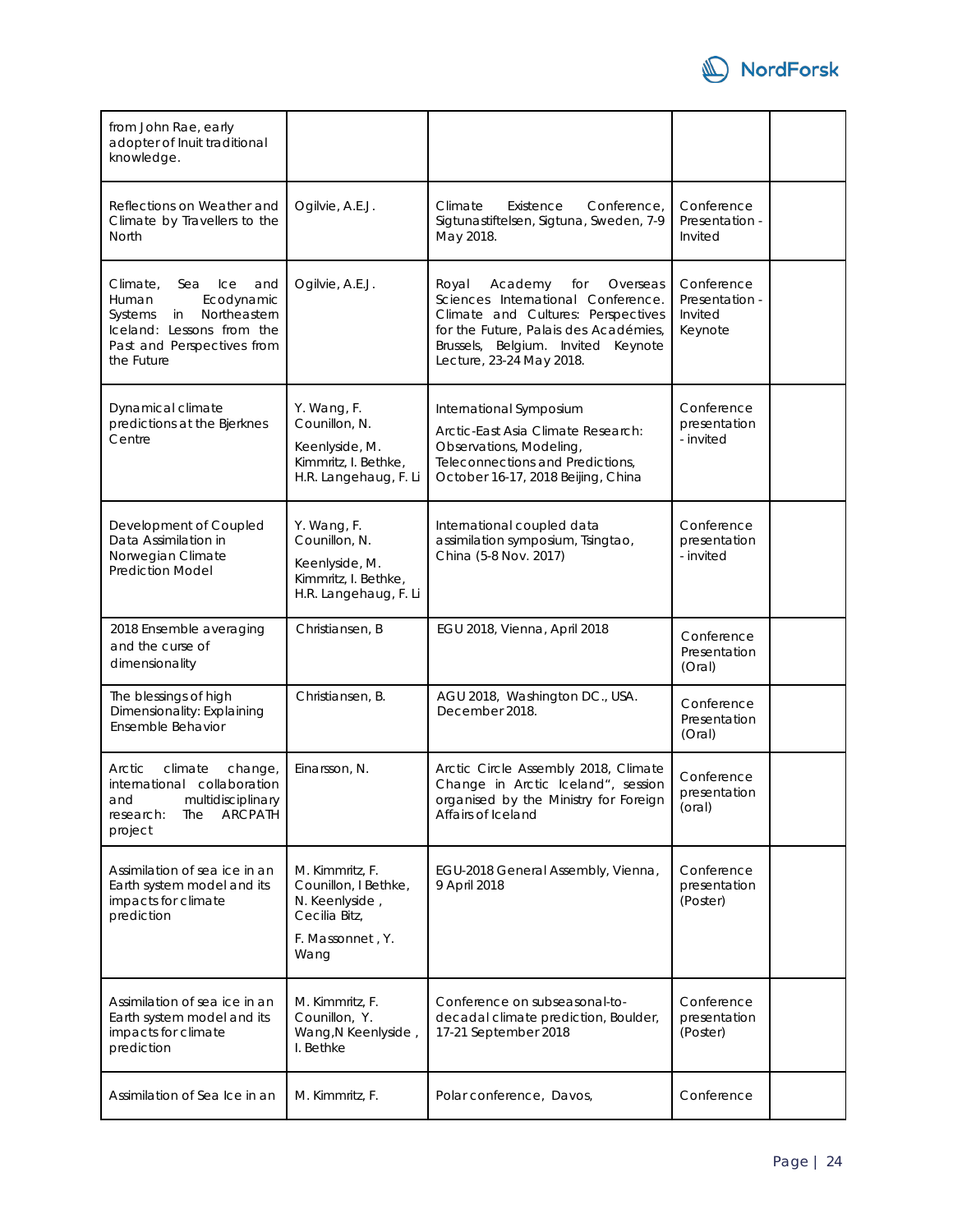| from John Rae, early adopter of Inuit traditional knowledge. | | | | |
|---|---|---|---|---|
| Reflections on Weather and Climate by Travellers to the North | Ogilvie, A.E.J. | Climate Existence Conference, Sigtunastiftelsen, Sigtuna, Sweden, 7-9 May 2018. | Conference Presentation - Invited | |
| Climate, Sea Ice and Human Ecodynamic Systems in Northeastern Iceland: Lessons from the Past and Perspectives from the Future | Ogilvie, A.E.J. | Royal Academy for Overseas Sciences International Conference. Climate and Cultures: Perspectives for the Future, Palais des Académies, Brussels, Belgium. Invited Keynote Lecture, 23-24 May 2018. | Conference Presentation - Invited Keynote | |
| Dynamical climate predictions at the Bjerknes Centre | Y. Wang, F. Counillon, N. Keenlyside, M. Kimmritz, I. Bethke, H.R. Langehaug, F. Li | International Symposium Arctic-East Asia Climate Research: Observations, Modeling, Teleconnections and Predictions, October 16-17, 2018 Beijing, China | Conference presentation - invited | |
| Development of Coupled Data Assimilation in Norwegian Climate Prediction Model | Y. Wang, F. Counillon, N. Keenlyside, M. Kimmritz, I. Bethke, H.R. Langehaug, F. Li | International coupled data assimilation symposium, Tsingtao, China (5-8 Nov. 2017) | Conference presentation - invited | |
| 2018 Ensemble averaging and the curse of dimensionality | Christiansen, B | EGU 2018, Vienna, April 2018 | Conference Presentation (Oral) | |
| The blessings of high Dimensionality: Explaining Ensemble Behavior | Christiansen, B. | AGU 2018, Washington DC., USA. December 2018. | Conference Presentation (Oral) | |
| Arctic climate change, international collaboration and multidisciplinary research: The ARCPATH project | Einarsson, N. | Arctic Circle Assembly 2018, Climate Change in Arctic Iceland", session organised by the Ministry for Foreign Affairs of Iceland | Conference presentation (oral) | |
| Assimilation of sea ice in an Earth system model and its impacts for climate prediction | M. Kimmritz, F. Counillon, I Bethke, N. Keenlyside , Cecilia Bitz, F. Massonnet , Y. Wang | EGU-2018 General Assembly, Vienna, 9 April 2018 | Conference presentation (Poster) | |
| Assimilation of sea ice in an Earth system model and its impacts for climate prediction | M. Kimmritz, F. Counillon, Y. Wang,N Keenlyside , I. Bethke | Conference on subseasonal-to-decadal climate prediction, Boulder, 17-21 September 2018 | Conference presentation (Poster) | |
| Assimilation of Sea Ice in an | M. Kimmritz, F. | Polar conference, Davos, | Conference | |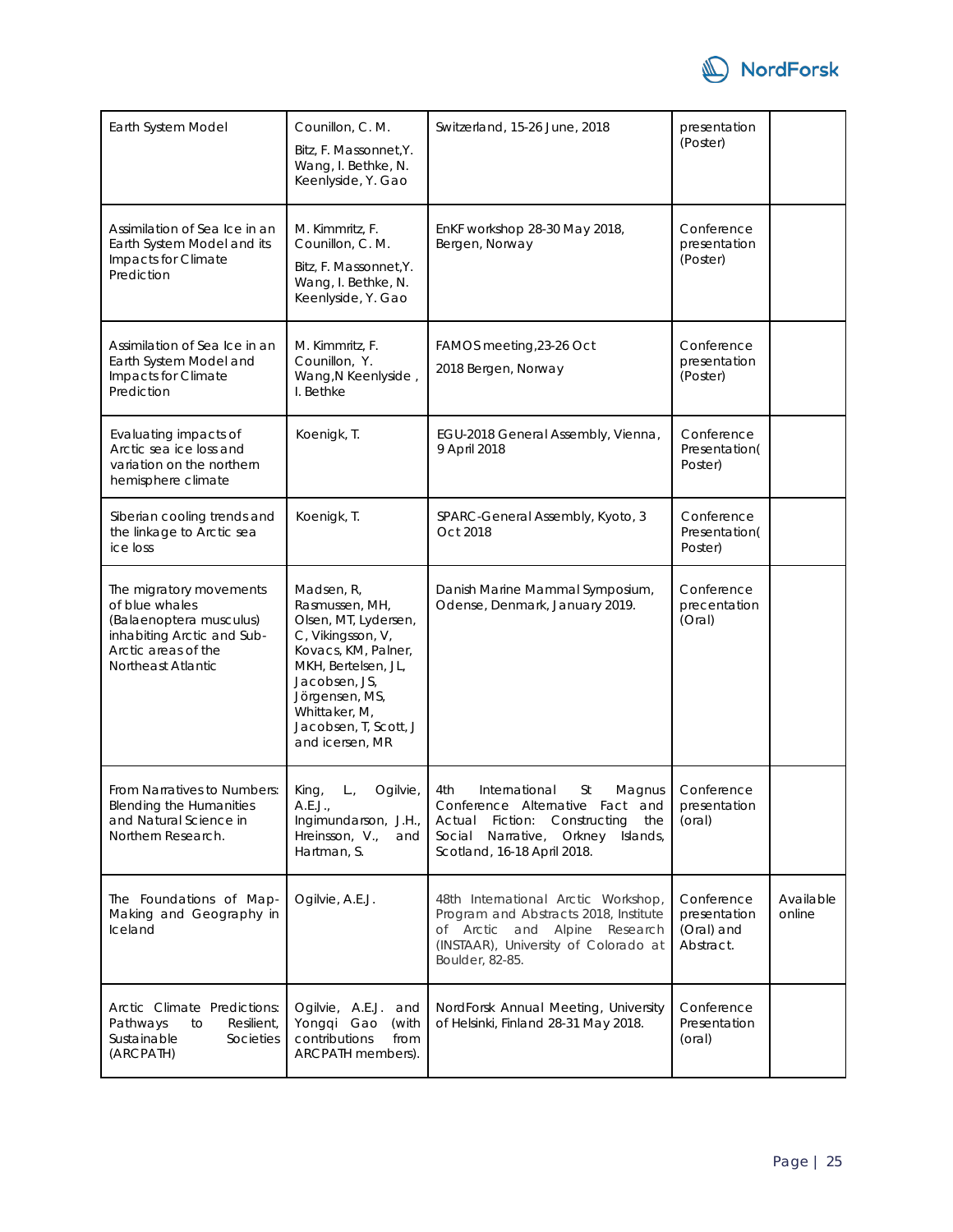| Earth System Model | Counillon, C. M. Bitz, F. Massonnet,Y. Wang, I. Bethke, N. Keenlyside, Y. Gao | Switzerland, 15-26 June, 2018 | presentation (Poster) | |
|---|---|---|---|---|
| Assimilation of Sea Ice in an Earth System Model and its Impacts for Climate Prediction | M. Kimmritz, F. Counillon, C. M. Bitz, F. Massonnet,Y. Wang, I. Bethke, N. Keenlyside, Y. Gao | EnKF workshop 28-30 May 2018, Bergen, Norway | Conference presentation (Poster) | |
| Assimilation of Sea Ice in an Earth System Model and Impacts for Climate Prediction | M. Kimmritz, F. Counillon, Y. Wang,N Keenlyside , I. Bethke | FAMOS meeting,23-26 Oct 2018 Bergen, Norway | Conference presentation (Poster) | |
| Evaluating impacts of Arctic sea ice loss and variation on the northern hemisphere climate | Koenigk, T. | EGU-2018 General Assembly, Vienna, 9 April 2018 | Conference Presentation( Poster) | |
| Siberian cooling trends and the linkage to Arctic sea ice loss | Koenigk, T. | SPARC-General Assembly, Kyoto, 3 Oct 2018 | Conference Presentation( Poster) | |
| The migratory movements of blue whales (Balaenoptera musculus) inhabiting Arctic and Sub-Arctic areas of the Northeast Atlantic | Madsen, R, Rasmussen, MH, Olsen, MT, Lydersen, C, Vikingsson, V, Kovacs, KM, Palner, MKH, Bertelsen, JL, Jacobsen, JS, Jörgensen, MS, Whittaker, M, Jacobsen, T, Scott, J and icersen, MR | Danish Marine Mammal Symposium, Odense, Denmark, January 2019. | Conference precentation (Oral) | |
| From Narratives to Numbers: Blending the Humanities and Natural Science in Northern Research. | King, L., Ogilvie, A.E.J., Ingimundarson, J.H., Hreinsson, V., and Hartman, S. | 4th International St Magnus Conference Alternative Fact and Actual Fiction: Constructing the Social Narrative, Orkney Islands, Scotland, 16-18 April 2018. | Conference presentation (oral) | |
| The Foundations of Map-Making and Geography in Iceland | Ogilvie, A.E.J. | 48th International Arctic Workshop, Program and Abstracts 2018, Institute of Arctic and Alpine Research (INSTAAR), University of Colorado at Boulder, 82-85. | Conference presentation (Oral) and Abstract. | Available online |
| Arctic Climate Predictions: Pathways to Resilient, Sustainable Societies (ARCPATH) | Ogilvie, A.E.J. and Yongqi Gao (with contributions from ARCPATH members). | NordForsk Annual Meeting, University of Helsinki, Finland 28-31 May 2018. | Conference Presentation (oral) | |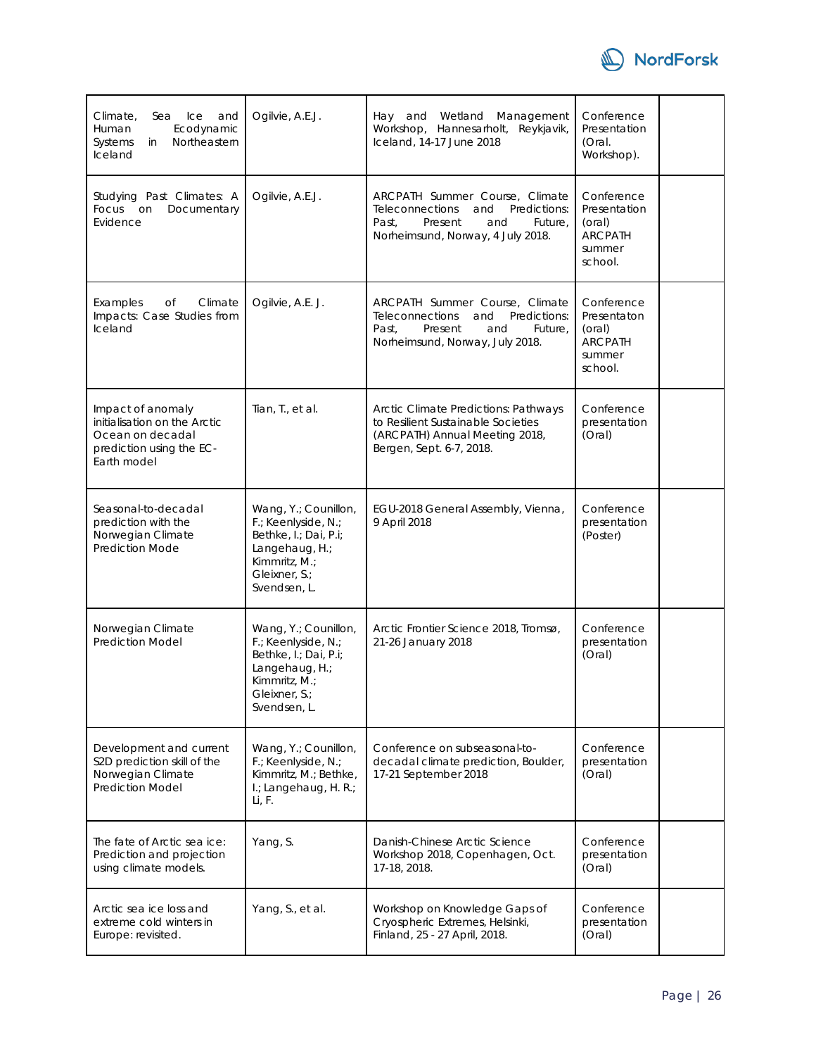| | | | | |
|---|---|---|---|---|
| Climate, Sea Ice and Human Ecodynamic Systems in Northeastern Iceland | Ogilvie, A.E.J. | Hay and Wetland Management Workshop, Hannesarholt, Reykjavik, Iceland, 14-17 June 2018 | Conference Presentation (Oral. Workshop). | |
| Studying Past Climates: A Focus on Documentary Evidence | Ogilvie, A.E.J. | ARCPATH Summer Course, Climate Teleconnections and Predictions: Past, Present and Future, Norheimsund, Norway, 4 July 2018. | Conference Presentation (oral) ARCPATH summer school. | |
| Examples of Climate Impacts: Case Studies from Iceland | Ogilvie, A.E. J. | ARCPATH Summer Course, Climate Teleconnections and Predictions: Past, Present and Future, Norheimsund, Norway, July 2018. | Conference Presentaton (oral) ARCPATH summer school. | |
| Impact of anomaly initialisation on the Arctic Ocean on decadal prediction using the EC-Earth model | Tian, T., et al. | Arctic Climate Predictions: Pathways to Resilient Sustainable Societies (ARCPATH) Annual Meeting 2018, Bergen, Sept. 6-7, 2018. | Conference presentation (Oral) | |
| Seasonal-to-decadal prediction with the Norwegian Climate Prediction Mode | Wang, Y.; Counillon, F.; Keenlyside, N.; Bethke, I.; Dai, P.i; Langehaug, H.; Kimmritz, M.; Gleixner, S.; Svendsen, L. | EGU-2018 General Assembly, Vienna, 9 April 2018 | Conference presentation (Poster) | |
| Norwegian Climate Prediction Model | Wang, Y.; Counillon, F.; Keenlyside, N.; Bethke, I.; Dai, P.i; Langehaug, H.; Kimmritz, M.; Gleixner, S.; Svendsen, L. | Arctic Frontier Science 2018, Tromsø, 21-26 January 2018 | Conference presentation (Oral) | |
| Development and current S2D prediction skill of the Norwegian Climate Prediction Model | Wang, Y.; Counillon, F.; Keenlyside, N.; Kimmritz, M.; Bethke, I.; Langehaug, H. R.; Li, F. | Conference on subseasonal-to-decadal climate prediction, Boulder, 17-21 September 2018 | Conference presentation (Oral) | |
| The fate of Arctic sea ice: Prediction and projection using climate models. | Yang, S. | Danish-Chinese Arctic Science Workshop 2018, Copenhagen, Oct. 17-18, 2018. | Conference presentation (Oral) | |
| Arctic sea ice loss and extreme cold winters in Europe: revisited. | Yang, S., et al. | Workshop on Knowledge Gaps of Cryospheric Extremes, Helsinki, Finland, 25 - 27 April, 2018. | Conference presentation (Oral) | |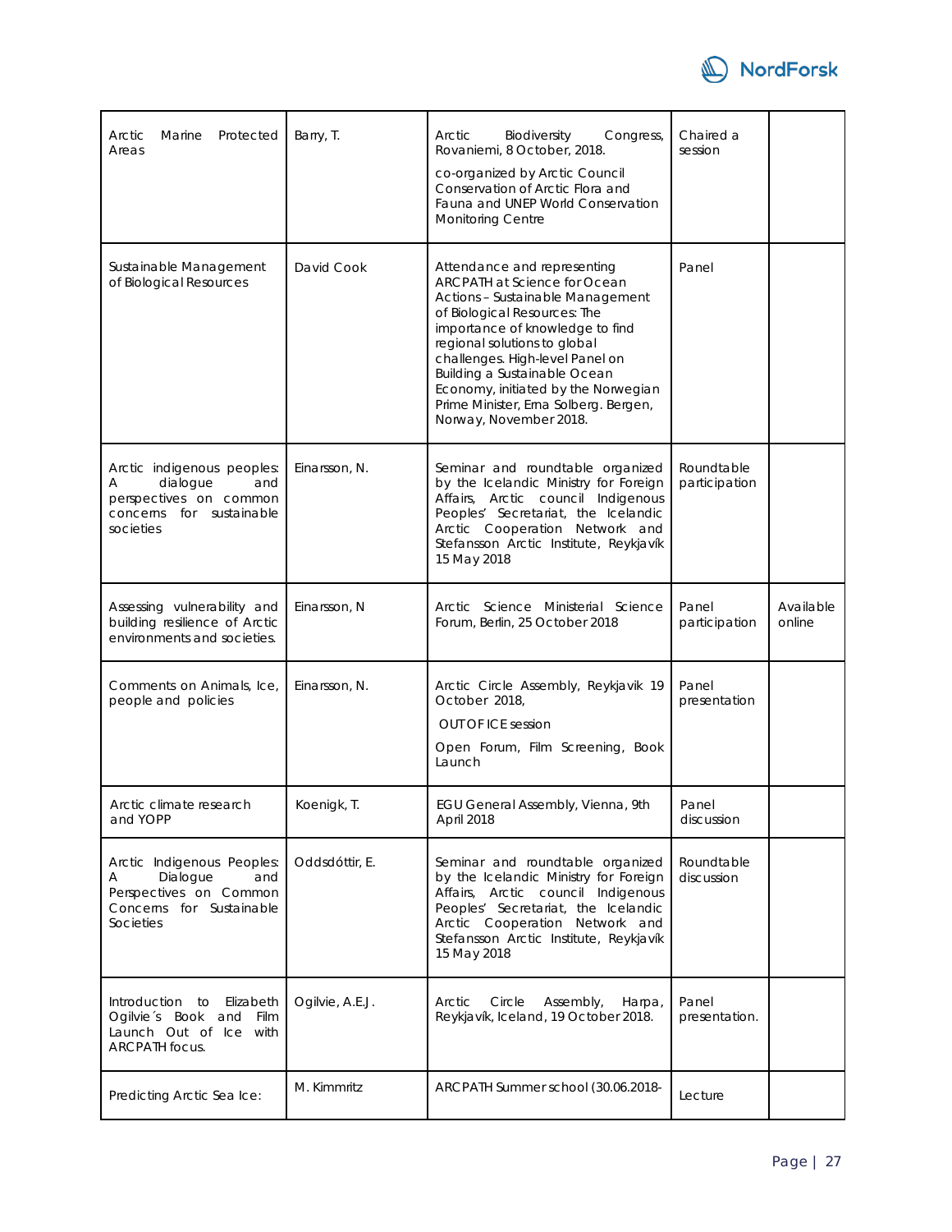| Arctic Marine Protected Areas | Barry, T. | Arctic Biodiversity Congress, Rovaniemi, 8 October, 2018. co-organized by Arctic Council Conservation of Arctic Flora and Fauna and UNEP World Conservation Monitoring Centre | Chaired a session | |
|---|---|---|---|---|
| Sustainable Management of Biological Resources | David Cook | Attendance and representing ARCPATH at Science for Ocean Actions – Sustainable Management of Biological Resources: The importance of knowledge to find regional solutions to global challenges. High-level Panel on Building a Sustainable Ocean Economy, initiated by the Norwegian Prime Minister, Erna Solberg. Bergen, Norway, November 2018. | Panel | |
| Arctic indigenous peoples: A dialogue and perspectives on common concerns for sustainable societies | Einarsson, N. | Seminar and roundtable organized by the Icelandic Ministry for Foreign Affairs, Arctic council Indigenous Peoples' Secretariat, the Icelandic Arctic Cooperation Network and Stefansson Arctic Institute, Reykjavík 15 May 2018 | Roundtable participation | |
| Assessing vulnerability and building resilience of Arctic environments and societies. | Einarsson, N | Arctic Science Ministerial Science Forum, Berlin, 25 October 2018 | Panel participation | Available online |
| Comments on Animals, Ice, people and policies | Einarsson, N. | Arctic Circle Assembly, Reykjavik 19 October 2018, OUT OF ICE session Open Forum, Film Screening, Book Launch | Panel presentation | |
| Arctic climate research and YOPP | Koenigk, T. | EGU General Assembly, Vienna, 9th April 2018 | Panel discussion | |
| Arctic Indigenous Peoples: A Dialogue and Perspectives on Common Concerns for Sustainable Societies | Oddsdóttir, E. | Seminar and roundtable organized by the Icelandic Ministry for Foreign Affairs, Arctic council Indigenous Peoples' Secretariat, the Icelandic Arctic Cooperation Network and Stefansson Arctic Institute, Reykjavík 15 May 2018 | Roundtable discussion | |
| Introduction to Elizabeth Ogilvie´s Book and Film Launch Out of Ice with ARCPATH focus. | Ogilvie, A.E.J. | Arctic Circle Assembly, Harpa, Reykjavík, Iceland, 19 October 2018. | Panel presentation. | |
| Predicting Arctic Sea Ice: | M. Kimmritz | ARCPATH Summer school (30.06.2018- | Lecture | |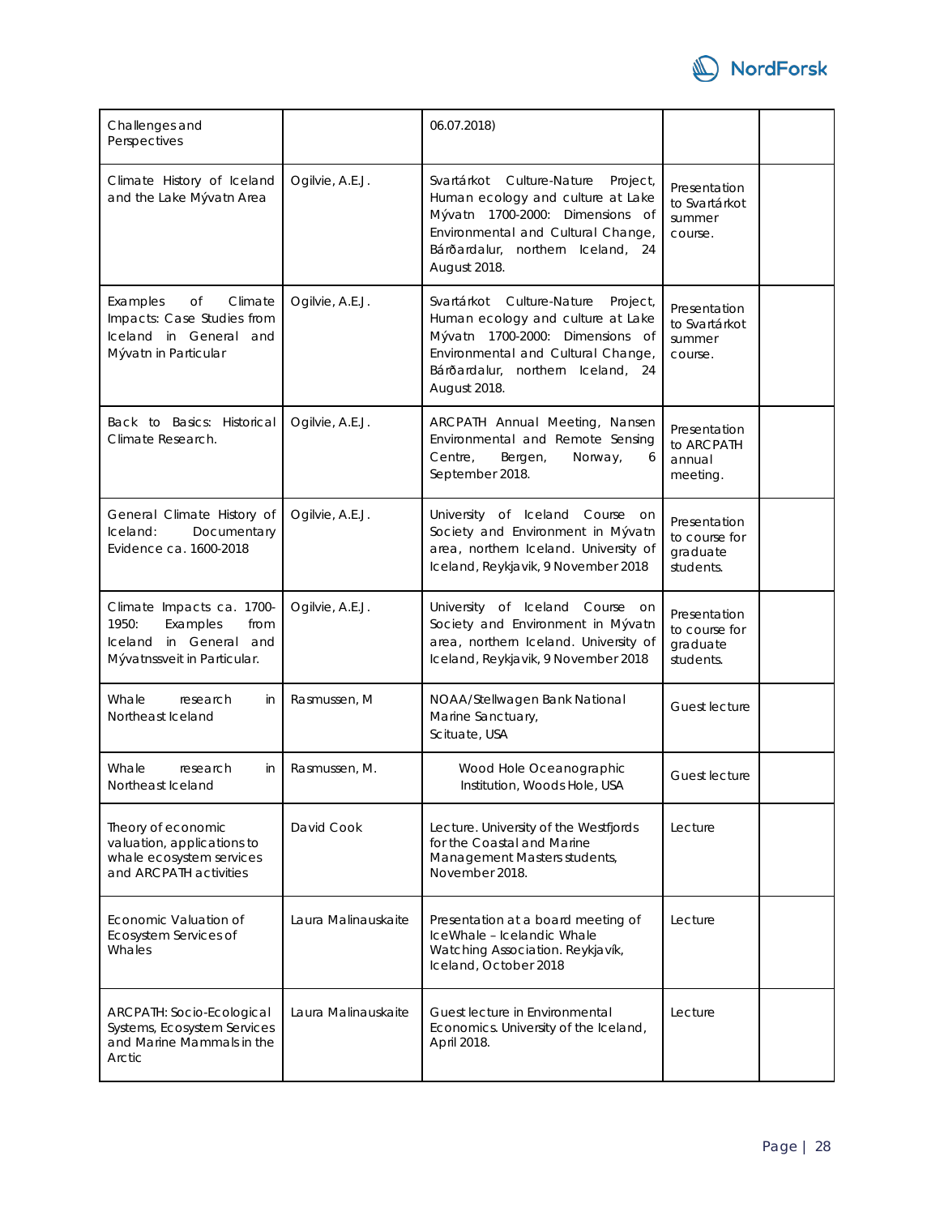| | | | | |
|---|---|---|---|---|
| Challenges and Perspectives | | 06.07.2018) | | |
| Climate History of Iceland and the Lake Mývatn Area | Ogilvie, A.E.J. | Svartárkot Culture-Nature Project, Human ecology and culture at Lake Mývatn 1700-2000: Dimensions of Environmental and Cultural Change, Bárðardalur, northern Iceland, 24 August 2018. | Presentation to Svartárkot summer course. | |
| Examples of Climate Impacts: Case Studies from Iceland in General and Mývatn in Particular | Ogilvie, A.E.J. | Svartárkot Culture-Nature Project, Human ecology and culture at Lake Mývatn 1700-2000: Dimensions of Environmental and Cultural Change, Bárðardalur, northern Iceland, 24 August 2018. | Presentation to Svartárkot summer course. | |
| Back to Basics: Historical Climate Research. | Ogilvie, A.E.J. | ARCPATH Annual Meeting, Nansen Environmental and Remote Sensing Centre, Bergen, Norway, 6 September 2018. | Presentation to ARCPATH annual meeting. | |
| General Climate History of Iceland: Documentary Evidence ca. 1600-2018 | Ogilvie, A.E.J. | University of Iceland Course on Society and Environment in Mývatn area, northern Iceland. University of Iceland, Reykjavik, 9 November 2018 | Presentation to course for graduate students. | |
| Climate Impacts ca. 1700-1950: Examples from Iceland in General and Mývatnssveit in Particular. | Ogilvie, A.E.J. | University of Iceland Course on Society and Environment in Mývatn area, northern Iceland. University of Iceland, Reykjavik, 9 November 2018 | Presentation to course for graduate students. | |
| Whale research in Northeast Iceland | Rasmussen, M | NOAA/Stellwagen Bank National Marine Sanctuary, Scituate, USA | Guest lecture | |
| Whale research in Northeast Iceland | Rasmussen, M. | Wood Hole Oceanographic Institution, Woods Hole, USA | Guest lecture | |
| Theory of economic valuation, applications to whale ecosystem services and ARCPATH activities | David Cook | Lecture. University of the Westfjords for the Coastal and Marine Management Masters students, November 2018. | Lecture | |
| Economic Valuation of Ecosystem Services of Whales | Laura Malinauskaite | Presentation at a board meeting of IceWhale – Icelandic Whale Watching Association. Reykjavík, Iceland, October 2018 | Lecture | |
| ARCPATH: Socio-Ecological Systems, Ecosystem Services and Marine Mammals in the Arctic | Laura Malinauskaite | Guest lecture in Environmental Economics. University of the Iceland, April 2018. | Lecture | |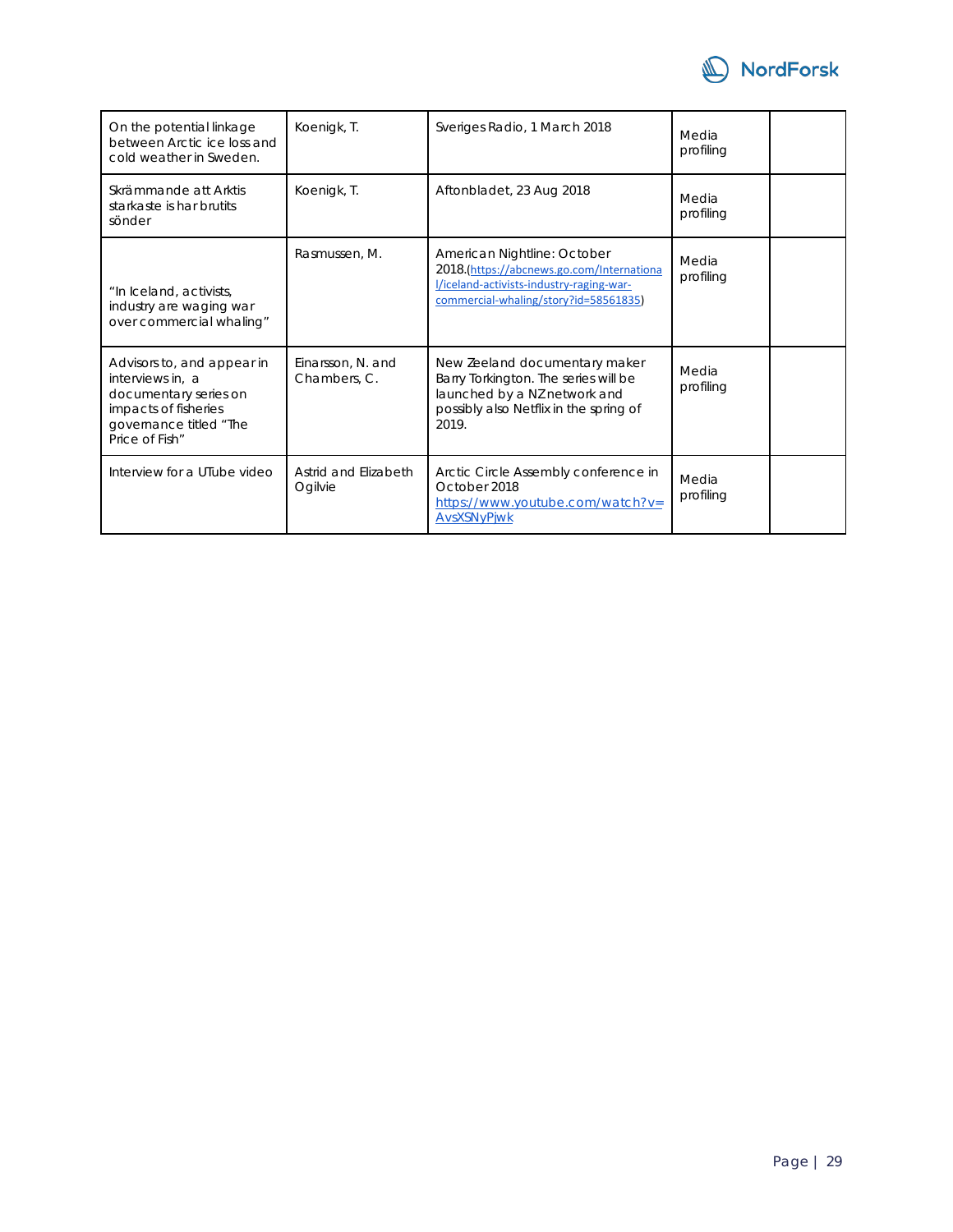| On the potential linkage between Arctic ice loss and cold weather in Sweden. | Koenigk, T. | Sveriges Radio, 1 March 2018 | Media profiling | |
|---|---|---|---|---|
| Skrämmande att Arktis starkaste is har brutits sönder | Koenigk, T. | Aftonbladet, 23 Aug 2018 | Media profiling | |
| "In Iceland, activists, industry are waging war over commercial whaling" | Rasmussen, M. | American Nightline: October 2018.(https://abcnews.go.com/International/iceland-activists-industry-raging-war-commercial-whaling/story?id=58561835) | Media profiling | |
| Advisors to, and appear in interviews in, a documentary series on impacts of fisheries governance titled "The Price of Fish" | Einarsson, N. and Chambers, C. | New Zeeland documentary maker Barry Torkington. The series will be launched by a NZ network and possibly also Netflix in the spring of 2019. | Media profiling | |
| Interview for a UTube video | Astrid and Elizabeth Ogilvie | Arctic Circle Assembly conference in October 2018 https://www.youtube.com/watch?v=AvsXSNyPjwk | Media profiling | |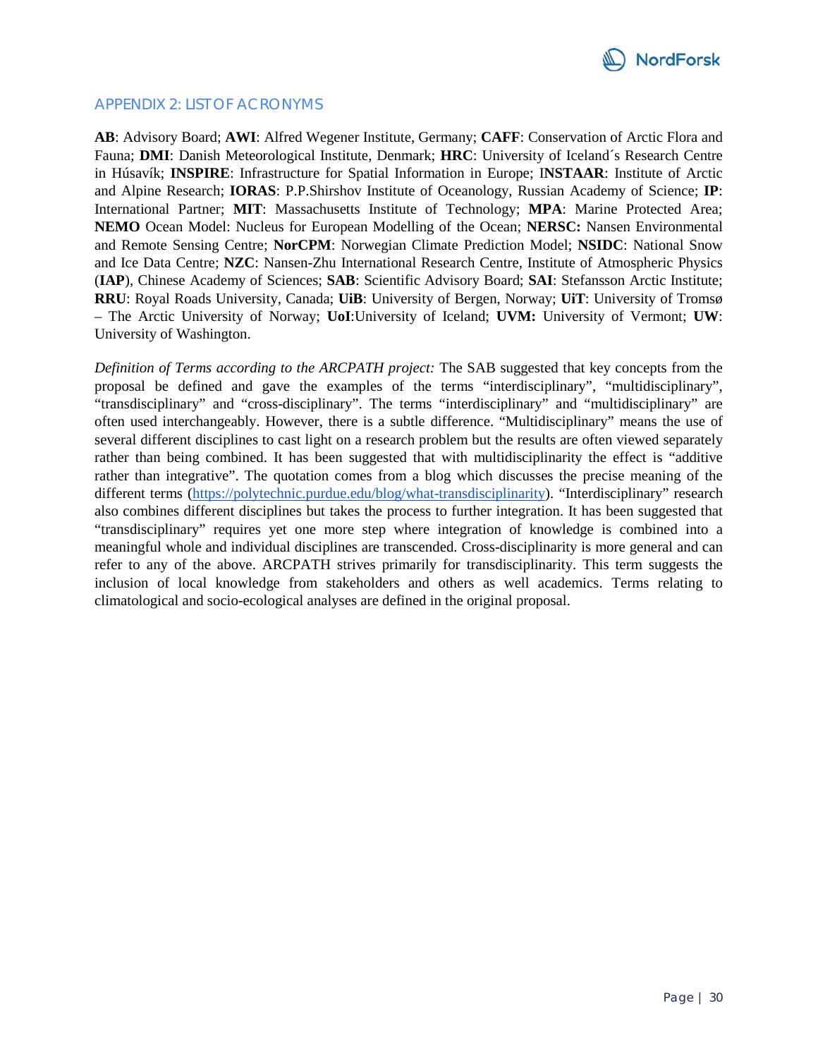## APPENDIX 2: LIST OF ACRONYMS

**AB**: Advisory Board; **AWI**: Alfred Wegener Institute, Germany; **CAFF**: Conservation of Arctic Flora and Fauna; **DMI**: Danish Meteorological Institute, Denmark; **HRC**: University of Iceland´s Research Centre in Húsavík; **INSPIRE**: Infrastructure for Spatial Information in Europe; I**NSTAAR**: Institute of Arctic and Alpine Research; **IORAS**: P.P.Shirshov Institute of Oceanology, Russian Academy of Science; **IP**: International Partner; **MIT**: Massachusetts Institute of Technology; **MPA**: Marine Protected Area; **NEMO** Ocean Model: Nucleus for European Modelling of the Ocean; **NERSC:** Nansen Environmental and Remote Sensing Centre; **NorCPM**: Norwegian Climate Prediction Model; **NSIDC**: National Snow and Ice Data Centre; **NZC**: Nansen-Zhu International Research Centre, Institute of Atmospheric Physics (**IAP**), Chinese Academy of Sciences; **SAB**: Scientific Advisory Board; **SAI**: Stefansson Arctic Institute; **RRU**: Royal Roads University, Canada; **UiB**: University of Bergen, Norway; **UiT**: University of Tromsø – The Arctic University of Norway; **UoI**:University of Iceland; **UVM:** University of Vermont; **UW**: University of Washington.

*Definition of Terms according to the ARCPATH project:* The SAB suggested that key concepts from the proposal be defined and gave the examples of the terms "interdisciplinary", "multidisciplinary", "transdisciplinary" and "cross-disciplinary". The terms "interdisciplinary" and "multidisciplinary" are often used interchangeably. However, there is a subtle difference. "Multidisciplinary" means the use of several different disciplines to cast light on a research problem but the results are often viewed separately rather than being combined. It has been suggested that with multidisciplinarity the effect is "additive rather than integrative". The quotation comes from a blog which discusses the precise meaning of the different terms (https://polytechnic.purdue.edu/blog/what-transdisciplinarity). "Interdisciplinary" research also combines different disciplines but takes the process to further integration. It has been suggested that "transdisciplinary" requires yet one more step where integration of knowledge is combined into a meaningful whole and individual disciplines are transcended. Cross-disciplinarity is more general and can refer to any of the above. ARCPATH strives primarily for transdisciplinarity. This term suggests the inclusion of local knowledge from stakeholders and others as well academics. Terms relating to climatological and socio-ecological analyses are defined in the original proposal.